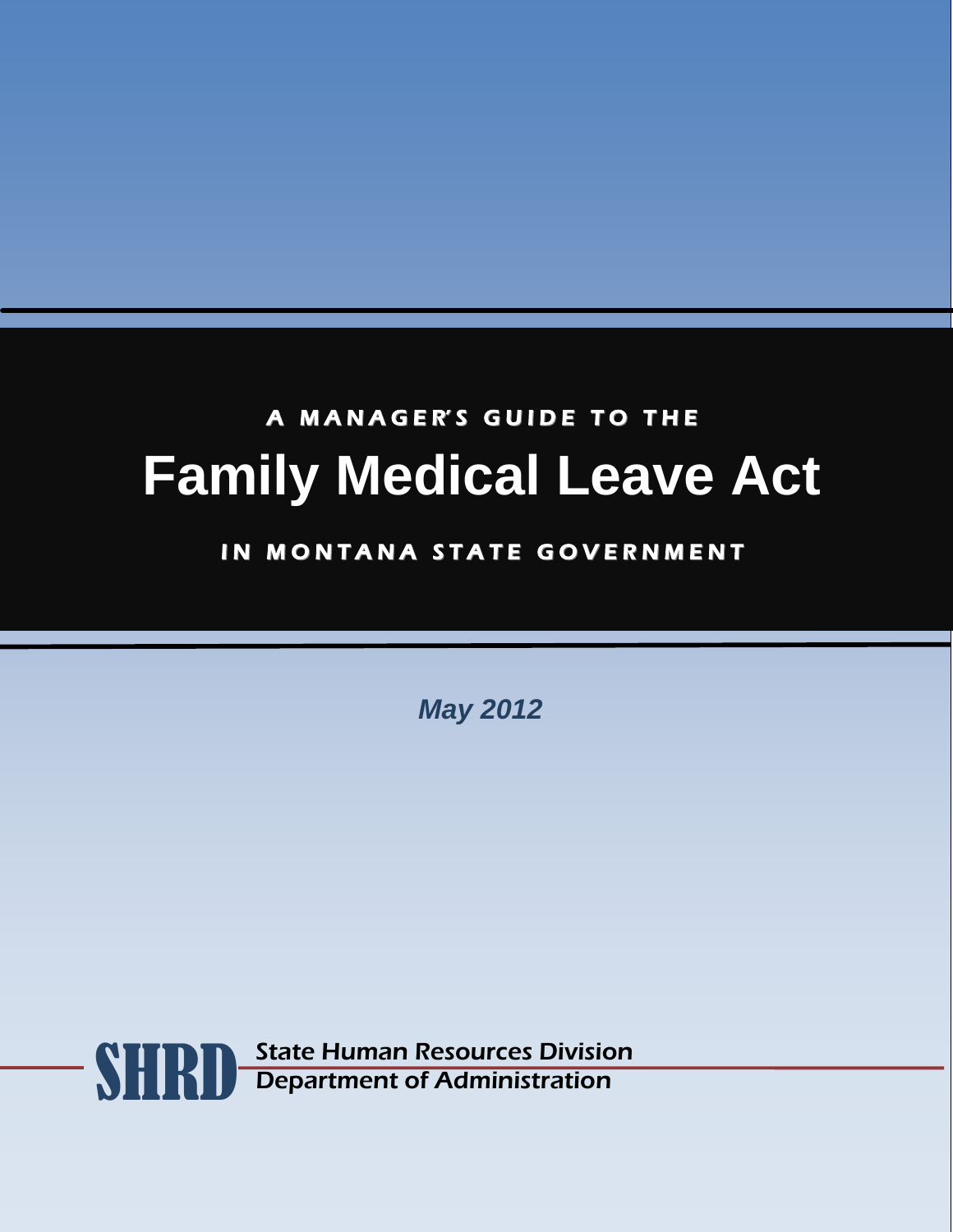A MANAGER'S GUIDE TO THE

# Family Medical Leave Act

IN MONTANA STATE GOVERNMENT

***May 2012***

SHRD State Human Resources Division
Department of Administration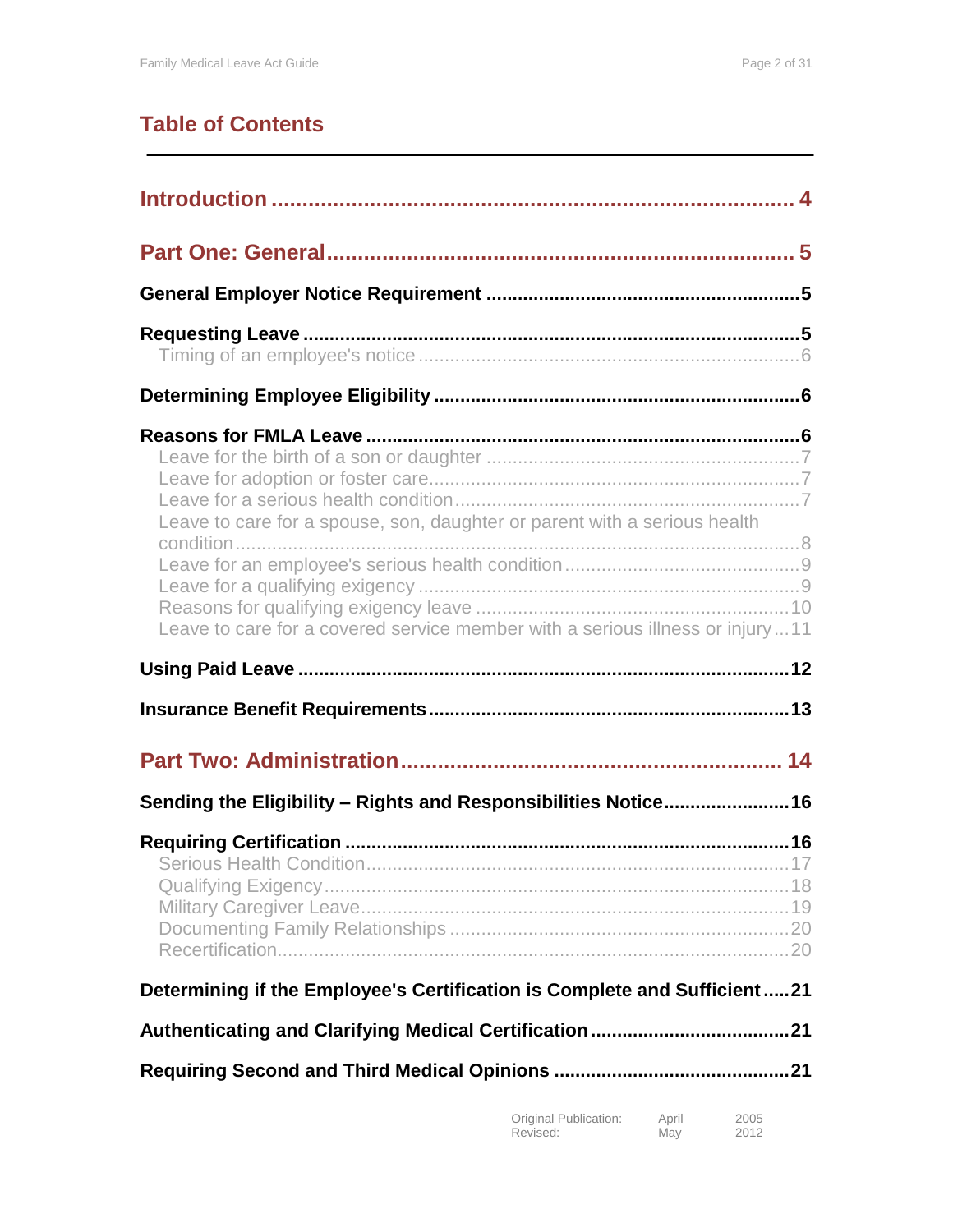## Table of Contents

**Introduction** .......... 4

**Part One: General** .......... 5

**General Employer Notice Requirement** .......... 5

**Requesting Leave** .......... 5
- Timing of an employee's notice .......... 6

**Determining Employee Eligibility** .......... 6

**Reasons for FMLA Leave** .......... 6
- Leave for the birth of a son or daughter .......... 7
- Leave for adoption or foster care .......... 7
- Leave for a serious health condition .......... 7
- Leave to care for a spouse, son, daughter or parent with a serious health condition .......... 8
- Leave for an employee's serious health condition .......... 9
- Leave for a qualifying exigency .......... 9
- Reasons for qualifying exigency leave .......... 10
- Leave to care for a covered service member with a serious illness or injury .......... 11

**Using Paid Leave** .......... 12

**Insurance Benefit Requirements** .......... 13

**Part Two: Administration** .......... 14

**Sending the Eligibility – Rights and Responsibilities Notice** .......... 16

**Requiring Certification** .......... 16
- Serious Health Condition .......... 17
- Qualifying Exigency .......... 18
- Military Caregiver Leave .......... 19
- Documenting Family Relationships .......... 20
- Recertification .......... 20

**Determining if the Employee's Certification is Complete and Sufficient** .......... 21

**Authenticating and Clarifying Medical Certification** .......... 21

**Requiring Second and Third Medical Opinions** .......... 21

| | | |
|---|---|---|
| Original Publication: | April | 2005 |
| Revised: | May | 2012 |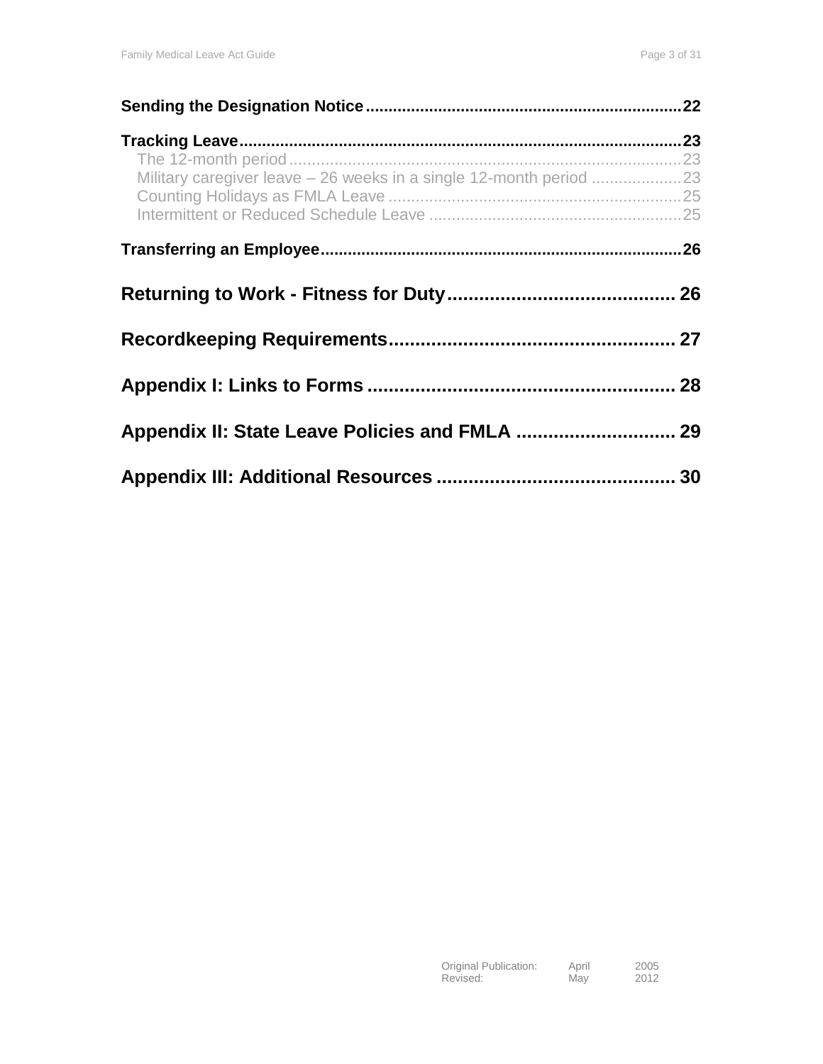**Sending the Designation Notice** ..................................................................... 22

**Tracking Leave** ..................................................................................................... 23
- The 12-month period ....................................................................................... 23
- Military caregiver leave – 26 weeks in a single 12-month period .................... 23
- Counting Holidays as FMLA Leave ................................................................. 25
- Intermittent or Reduced Schedule Leave ........................................................ 25

**Transferring an Employee** ................................................................................. 26

**Returning to Work - Fitness for Duty** .......................................... 26

**Recordkeeping Requirements** .................................................... 27

**Appendix I: Links to Forms** ......................................................... 28

**Appendix II: State Leave Policies and FMLA** ............................. 29

**Appendix III: Additional Resources** ............................................ 30

| | | |
|---|---|---|
| Original Publication: | April | 2005 |
| Revised: | May | 2012 |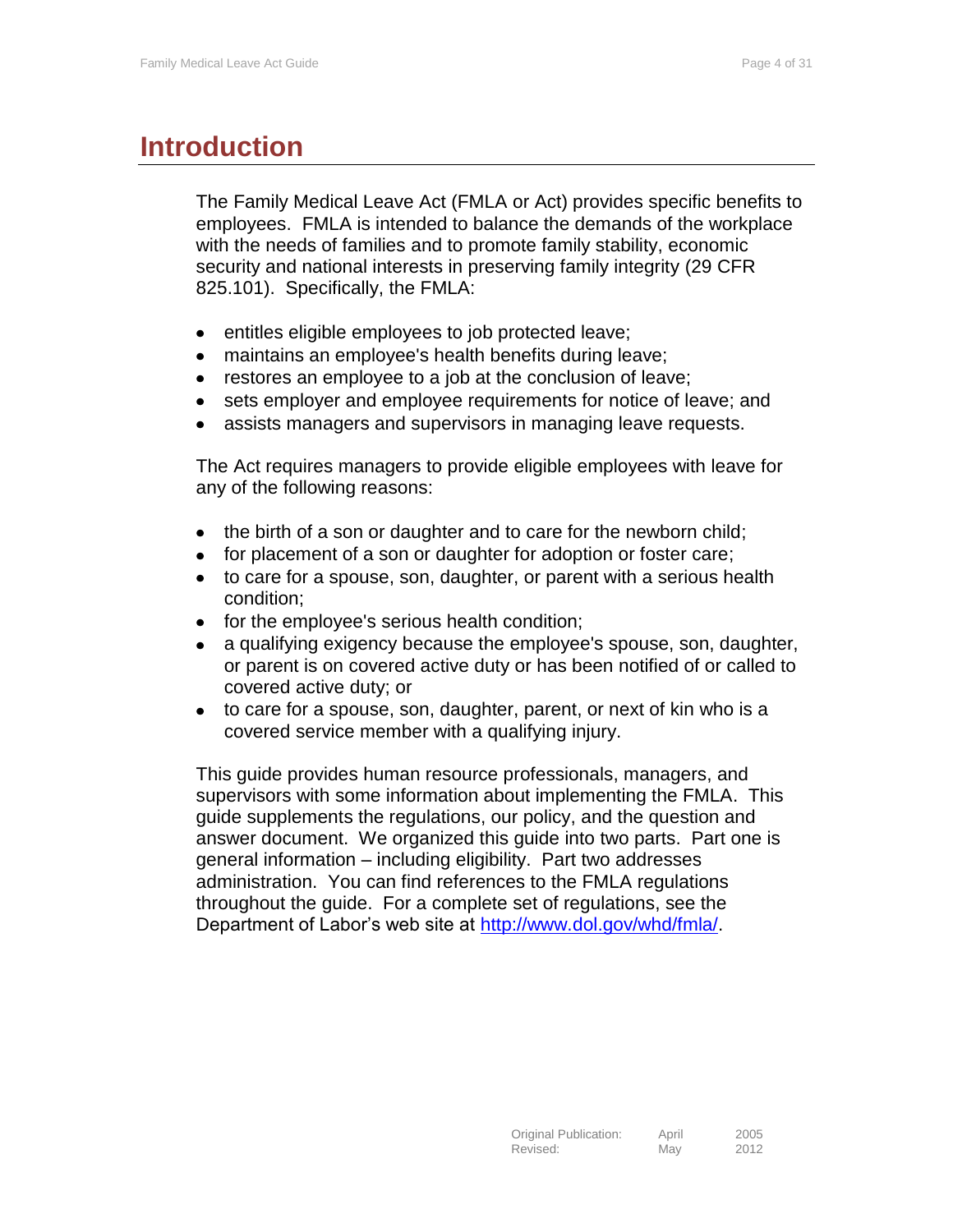# Introduction

The Family Medical Leave Act (FMLA or Act) provides specific benefits to employees. FMLA is intended to balance the demands of the workplace with the needs of families and to promote family stability, economic security and national interests in preserving family integrity (29 CFR 825.101). Specifically, the FMLA:

- entitles eligible employees to job protected leave;
- maintains an employee's health benefits during leave;
- restores an employee to a job at the conclusion of leave;
- sets employer and employee requirements for notice of leave; and
- assists managers and supervisors in managing leave requests.

The Act requires managers to provide eligible employees with leave for any of the following reasons:

- the birth of a son or daughter and to care for the newborn child;
- for placement of a son or daughter for adoption or foster care;
- to care for a spouse, son, daughter, or parent with a serious health condition;
- for the employee's serious health condition;
- a qualifying exigency because the employee's spouse, son, daughter, or parent is on covered active duty or has been notified of or called to covered active duty; or
- to care for a spouse, son, daughter, parent, or next of kin who is a covered service member with a qualifying injury.

This guide provides human resource professionals, managers, and supervisors with some information about implementing the FMLA. This guide supplements the regulations, our policy, and the question and answer document. We organized this guide into two parts. Part one is general information – including eligibility. Part two addresses administration. You can find references to the FMLA regulations throughout the guide. For a complete set of regulations, see the Department of Labor's web site at http://www.dol.gov/whd/fmla/.

| | | |
|---|---|---|
| Original Publication: | April | 2005 |
| Revised: | May | 2012 |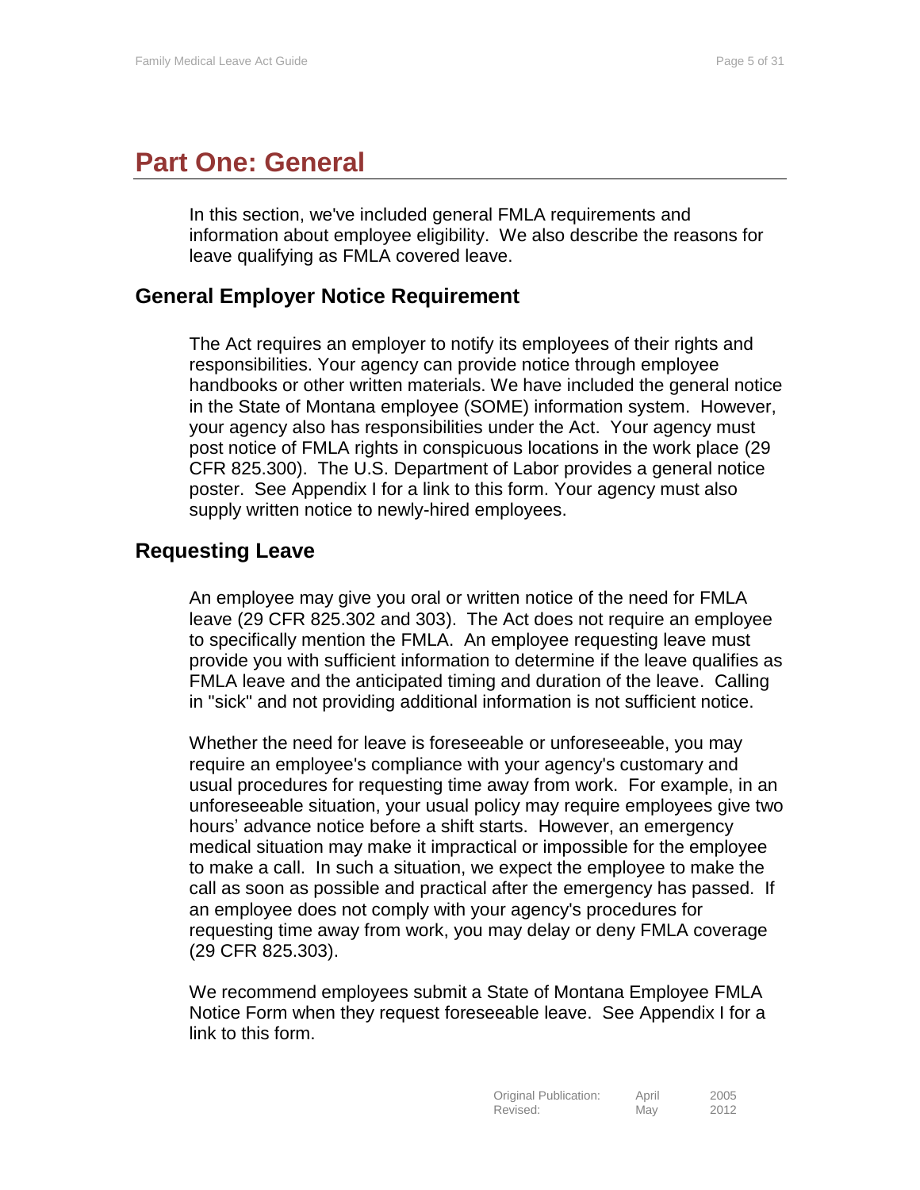# Part One: General

In this section, we've included general FMLA requirements and information about employee eligibility. We also describe the reasons for leave qualifying as FMLA covered leave.

## General Employer Notice Requirement

The Act requires an employer to notify its employees of their rights and responsibilities. Your agency can provide notice through employee handbooks or other written materials. We have included the general notice in the State of Montana employee (SOME) information system. However, your agency also has responsibilities under the Act. Your agency must post notice of FMLA rights in conspicuous locations in the work place (29 CFR 825.300). The U.S. Department of Labor provides a general notice poster. See Appendix I for a link to this form. Your agency must also supply written notice to newly-hired employees.

## Requesting Leave

An employee may give you oral or written notice of the need for FMLA leave (29 CFR 825.302 and 303). The Act does not require an employee to specifically mention the FMLA. An employee requesting leave must provide you with sufficient information to determine if the leave qualifies as FMLA leave and the anticipated timing and duration of the leave. Calling in "sick" and not providing additional information is not sufficient notice.

Whether the need for leave is foreseeable or unforeseeable, you may require an employee's compliance with your agency's customary and usual procedures for requesting time away from work. For example, in an unforeseeable situation, your usual policy may require employees give two hours' advance notice before a shift starts. However, an emergency medical situation may make it impractical or impossible for the employee to make a call. In such a situation, we expect the employee to make the call as soon as possible and practical after the emergency has passed. If an employee does not comply with your agency's procedures for requesting time away from work, you may delay or deny FMLA coverage (29 CFR 825.303).

We recommend employees submit a State of Montana Employee FMLA Notice Form when they request foreseeable leave. See Appendix I for a link to this form.

| Original Publication: | April | 2005 |
|---|---|---|
| Revised: | May | 2012 |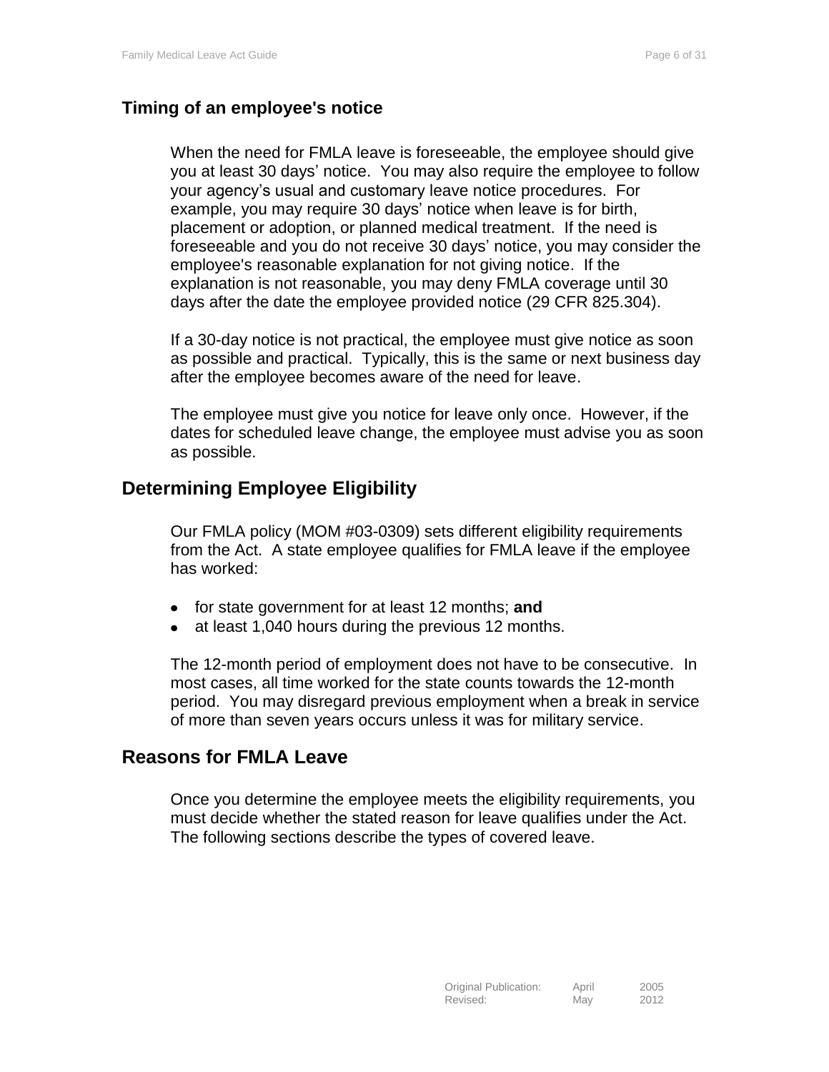### Timing of an employee's notice

When the need for FMLA leave is foreseeable, the employee should give you at least 30 days' notice. You may also require the employee to follow your agency's usual and customary leave notice procedures. For example, you may require 30 days' notice when leave is for birth, placement or adoption, or planned medical treatment. If the need is foreseeable and you do not receive 30 days' notice, you may consider the employee's reasonable explanation for not giving notice. If the explanation is not reasonable, you may deny FMLA coverage until 30 days after the date the employee provided notice (29 CFR 825.304).

If a 30-day notice is not practical, the employee must give notice as soon as possible and practical. Typically, this is the same or next business day after the employee becomes aware of the need for leave.

The employee must give you notice for leave only once. However, if the dates for scheduled leave change, the employee must advise you as soon as possible.

## Determining Employee Eligibility

Our FMLA policy (MOM #03-0309) sets different eligibility requirements from the Act. A state employee qualifies for FMLA leave if the employee has worked:

- for state government for at least 12 months; **and**
- at least 1,040 hours during the previous 12 months.

The 12-month period of employment does not have to be consecutive. In most cases, all time worked for the state counts towards the 12-month period. You may disregard previous employment when a break in service of more than seven years occurs unless it was for military service.

## Reasons for FMLA Leave

Once you determine the employee meets the eligibility requirements, you must decide whether the stated reason for leave qualifies under the Act. The following sections describe the types of covered leave.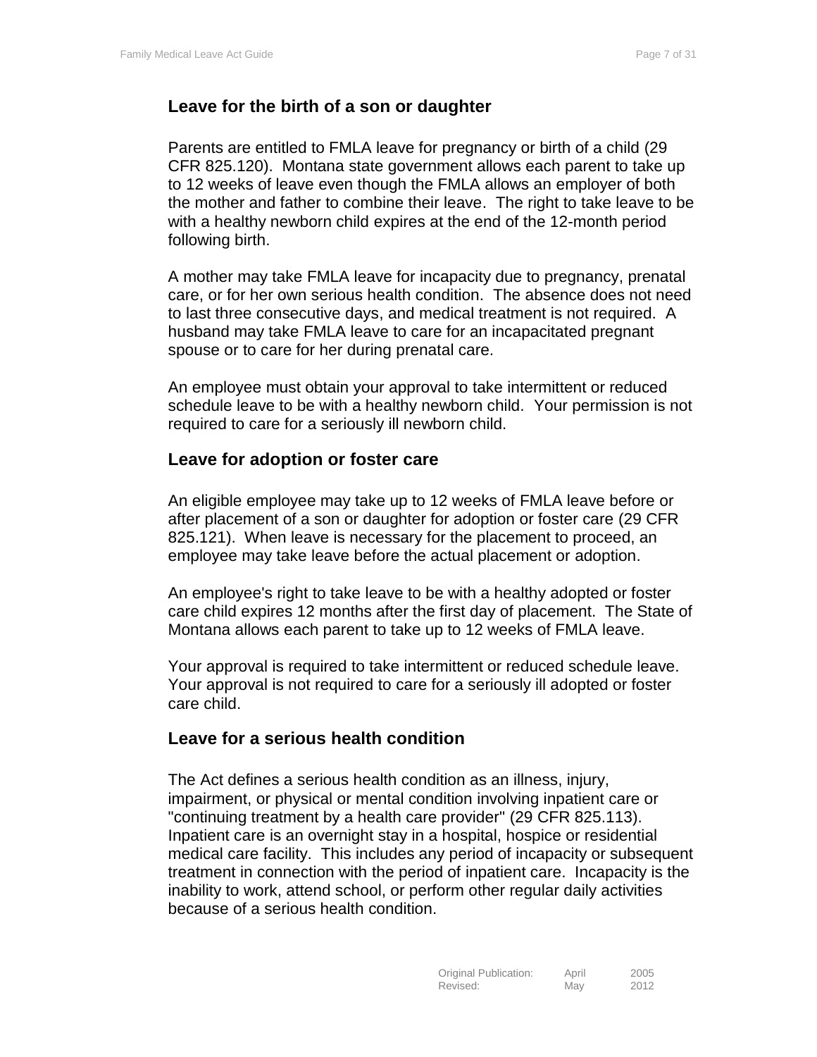## Leave for the birth of a son or daughter

Parents are entitled to FMLA leave for pregnancy or birth of a child (29 CFR 825.120). Montana state government allows each parent to take up to 12 weeks of leave even though the FMLA allows an employer of both the mother and father to combine their leave. The right to take leave to be with a healthy newborn child expires at the end of the 12-month period following birth.

A mother may take FMLA leave for incapacity due to pregnancy, prenatal care, or for her own serious health condition. The absence does not need to last three consecutive days, and medical treatment is not required. A husband may take FMLA leave to care for an incapacitated pregnant spouse or to care for her during prenatal care.

An employee must obtain your approval to take intermittent or reduced schedule leave to be with a healthy newborn child. Your permission is not required to care for a seriously ill newborn child.

## Leave for adoption or foster care

An eligible employee may take up to 12 weeks of FMLA leave before or after placement of a son or daughter for adoption or foster care (29 CFR 825.121). When leave is necessary for the placement to proceed, an employee may take leave before the actual placement or adoption.

An employee's right to take leave to be with a healthy adopted or foster care child expires 12 months after the first day of placement. The State of Montana allows each parent to take up to 12 weeks of FMLA leave.

Your approval is required to take intermittent or reduced schedule leave. Your approval is not required to care for a seriously ill adopted or foster care child.

## Leave for a serious health condition

The Act defines a serious health condition as an illness, injury, impairment, or physical or mental condition involving inpatient care or "continuing treatment by a health care provider" (29 CFR 825.113). Inpatient care is an overnight stay in a hospital, hospice or residential medical care facility. This includes any period of incapacity or subsequent treatment in connection with the period of inpatient care. Incapacity is the inability to work, attend school, or perform other regular daily activities because of a serious health condition.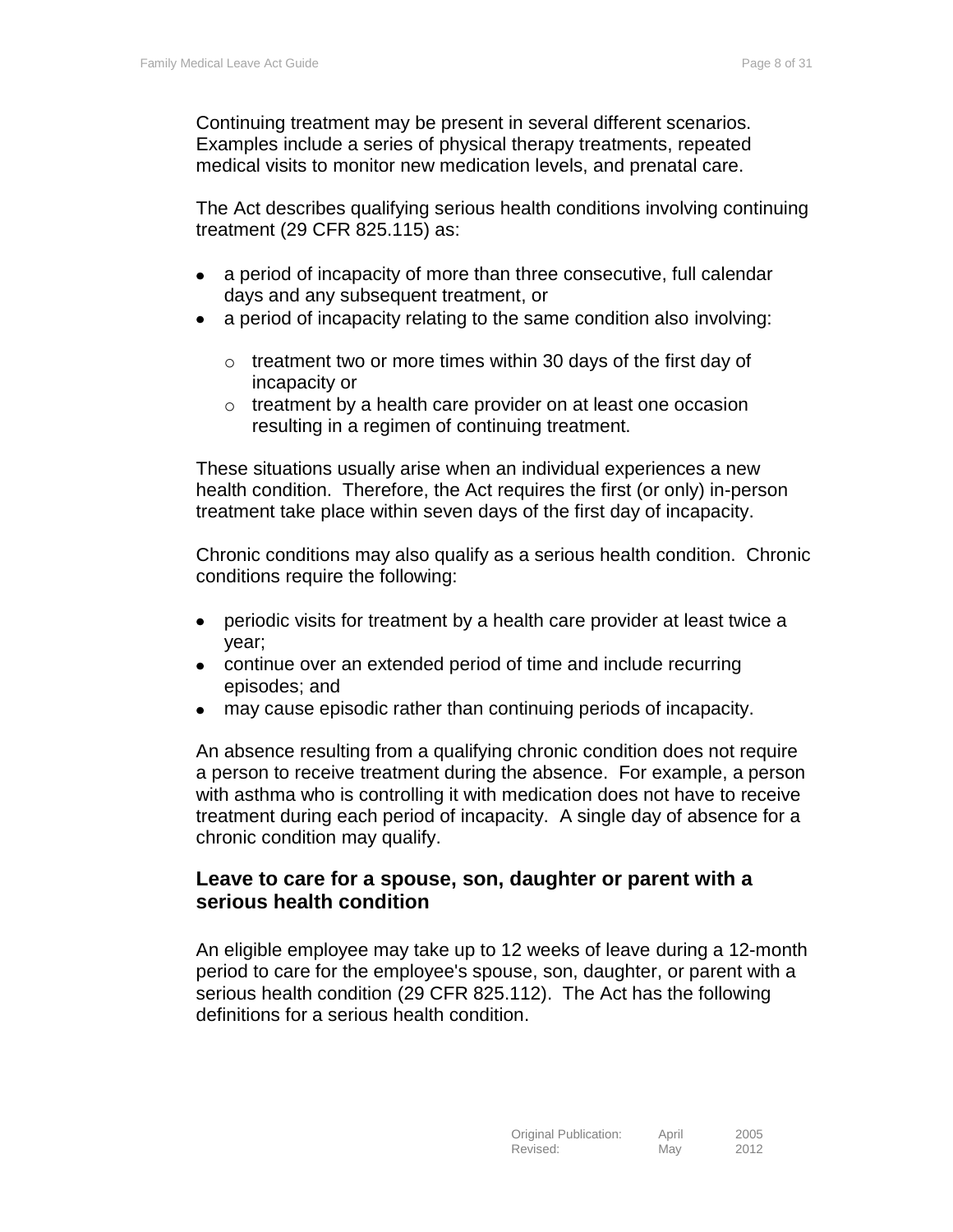Continuing treatment may be present in several different scenarios. Examples include a series of physical therapy treatments, repeated medical visits to monitor new medication levels, and prenatal care.

The Act describes qualifying serious health conditions involving continuing treatment (29 CFR 825.115) as:

- a period of incapacity of more than three consecutive, full calendar days and any subsequent treatment, or
- a period of incapacity relating to the same condition also involving:
  - treatment two or more times within 30 days of the first day of incapacity or
  - treatment by a health care provider on at least one occasion resulting in a regimen of continuing treatment.

These situations usually arise when an individual experiences a new health condition. Therefore, the Act requires the first (or only) in-person treatment take place within seven days of the first day of incapacity.

Chronic conditions may also qualify as a serious health condition. Chronic conditions require the following:

- periodic visits for treatment by a health care provider at least twice a year;
- continue over an extended period of time and include recurring episodes; and
- may cause episodic rather than continuing periods of incapacity.

An absence resulting from a qualifying chronic condition does not require a person to receive treatment during the absence. For example, a person with asthma who is controlling it with medication does not have to receive treatment during each period of incapacity. A single day of absence for a chronic condition may qualify.

### Leave to care for a spouse, son, daughter or parent with a serious health condition

An eligible employee may take up to 12 weeks of leave during a 12-month period to care for the employee's spouse, son, daughter, or parent with a serious health condition (29 CFR 825.112). The Act has the following definitions for a serious health condition.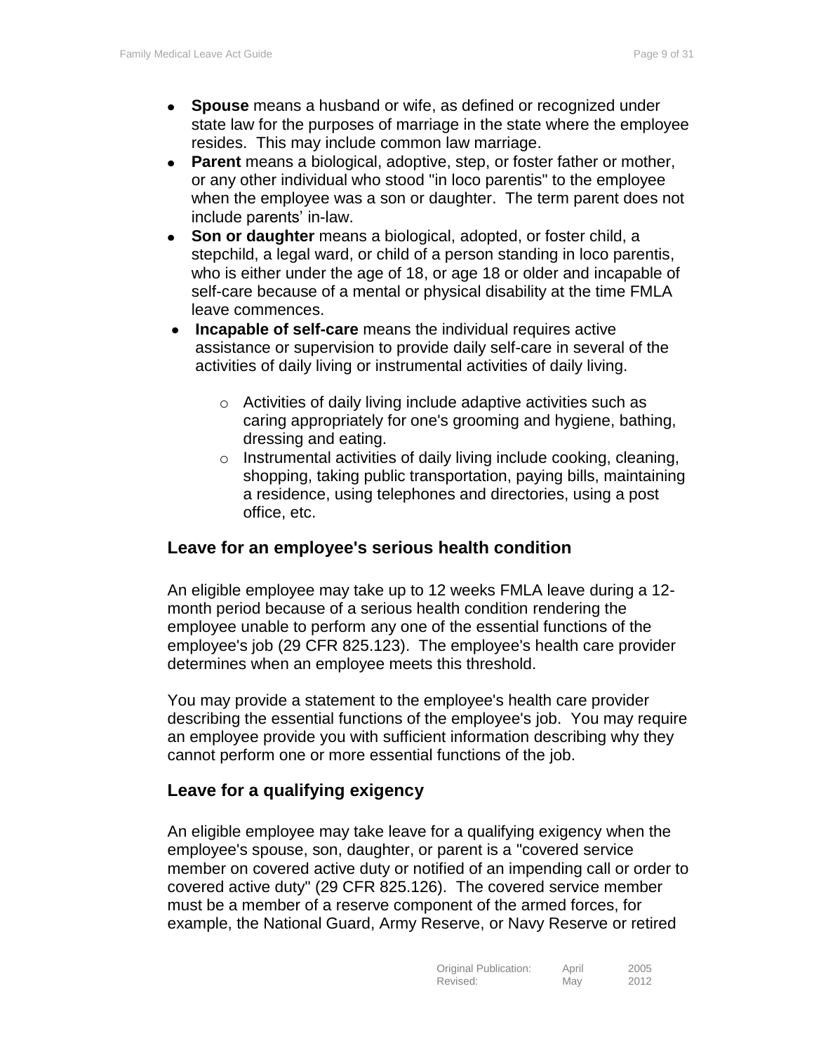- **Spouse** means a husband or wife, as defined or recognized under state law for the purposes of marriage in the state where the employee resides. This may include common law marriage.
- **Parent** means a biological, adoptive, step, or foster father or mother, or any other individual who stood "in loco parentis" to the employee when the employee was a son or daughter. The term parent does not include parents' in-law.
- **Son or daughter** means a biological, adopted, or foster child, a stepchild, a legal ward, or child of a person standing in loco parentis, who is either under the age of 18, or age 18 or older and incapable of self-care because of a mental or physical disability at the time FMLA leave commences.
- **Incapable of self-care** means the individual requires active assistance or supervision to provide daily self-care in several of the activities of daily living or instrumental activities of daily living.
  - Activities of daily living include adaptive activities such as caring appropriately for one's grooming and hygiene, bathing, dressing and eating.
  - Instrumental activities of daily living include cooking, cleaning, shopping, taking public transportation, paying bills, maintaining a residence, using telephones and directories, using a post office, etc.

## Leave for an employee's serious health condition

An eligible employee may take up to 12 weeks FMLA leave during a 12-month period because of a serious health condition rendering the employee unable to perform any one of the essential functions of the employee's job (29 CFR 825.123). The employee's health care provider determines when an employee meets this threshold.

You may provide a statement to the employee's health care provider describing the essential functions of the employee's job. You may require an employee provide you with sufficient information describing why they cannot perform one or more essential functions of the job.

## Leave for a qualifying exigency

An eligible employee may take leave for a qualifying exigency when the employee's spouse, son, daughter, or parent is a "covered service member on covered active duty or notified of an impending call or order to covered active duty" (29 CFR 825.126). The covered service member must be a member of a reserve component of the armed forces, for example, the National Guard, Army Reserve, or Navy Reserve or retired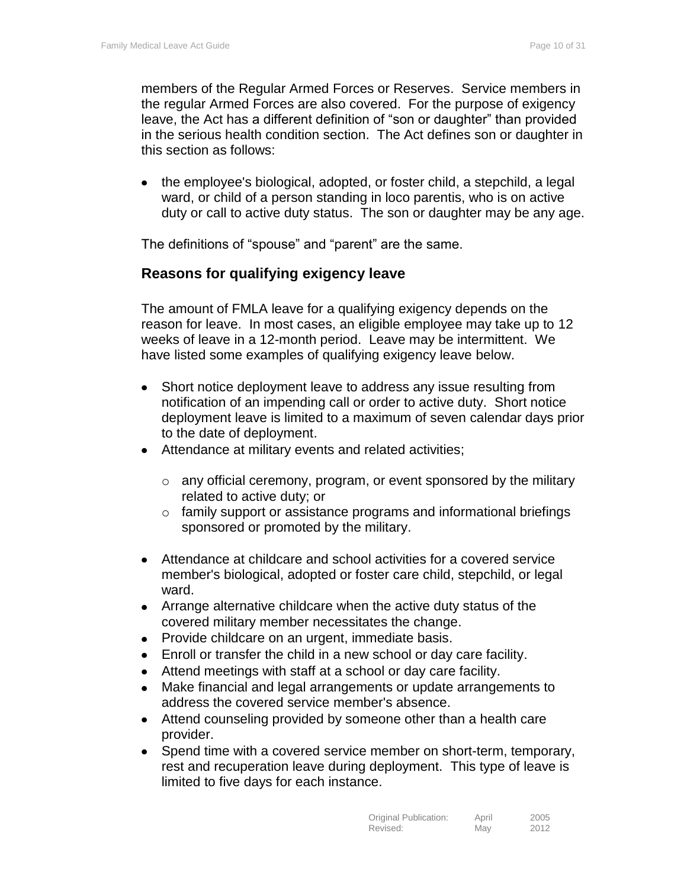members of the Regular Armed Forces or Reserves. Service members in the regular Armed Forces are also covered. For the purpose of exigency leave, the Act has a different definition of "son or daughter" than provided in the serious health condition section. The Act defines son or daughter in this section as follows:

- the employee's biological, adopted, or foster child, a stepchild, a legal ward, or child of a person standing in loco parentis, who is on active duty or call to active duty status. The son or daughter may be any age.

The definitions of "spouse" and "parent" are the same.

### Reasons for qualifying exigency leave

The amount of FMLA leave for a qualifying exigency depends on the reason for leave. In most cases, an eligible employee may take up to 12 weeks of leave in a 12-month period. Leave may be intermittent. We have listed some examples of qualifying exigency leave below.

- Short notice deployment leave to address any issue resulting from notification of an impending call or order to active duty. Short notice deployment leave is limited to a maximum of seven calendar days prior to the date of deployment.
- Attendance at military events and related activities;
    - any official ceremony, program, or event sponsored by the military related to active duty; or
    - family support or assistance programs and informational briefings sponsored or promoted by the military.
- Attendance at childcare and school activities for a covered service member's biological, adopted or foster care child, stepchild, or legal ward.
- Arrange alternative childcare when the active duty status of the covered military member necessitates the change.
- Provide childcare on an urgent, immediate basis.
- Enroll or transfer the child in a new school or day care facility.
- Attend meetings with staff at a school or day care facility.
- Make financial and legal arrangements or update arrangements to address the covered service member's absence.
- Attend counseling provided by someone other than a health care provider.
- Spend time with a covered service member on short-term, temporary, rest and recuperation leave during deployment. This type of leave is limited to five days for each instance.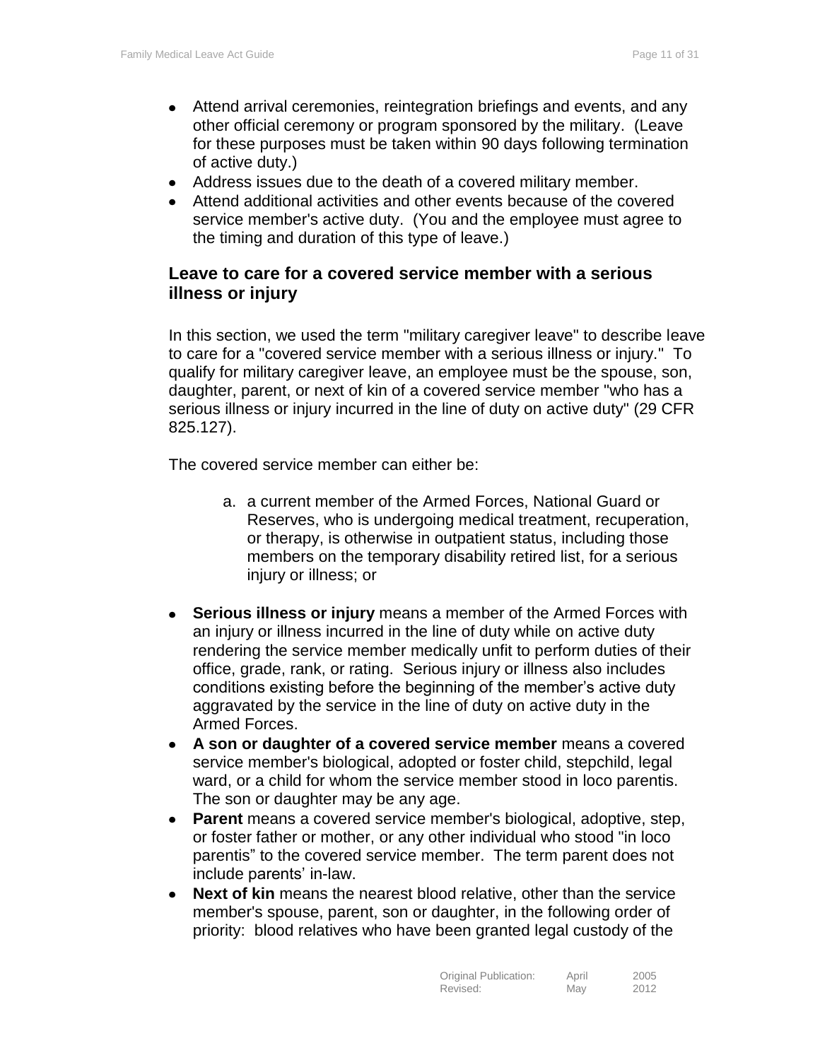- Attend arrival ceremonies, reintegration briefings and events, and any other official ceremony or program sponsored by the military. (Leave for these purposes must be taken within 90 days following termination of active duty.)
- Address issues due to the death of a covered military member.
- Attend additional activities and other events because of the covered service member's active duty. (You and the employee must agree to the timing and duration of this type of leave.)

### Leave to care for a covered service member with a serious illness or injury

In this section, we used the term "military caregiver leave" to describe leave to care for a "covered service member with a serious illness or injury." To qualify for military caregiver leave, an employee must be the spouse, son, daughter, parent, or next of kin of a covered service member "who has a serious illness or injury incurred in the line of duty on active duty" (29 CFR 825.127).

The covered service member can either be:

a. a current member of the Armed Forces, National Guard or Reserves, who is undergoing medical treatment, recuperation, or therapy, is otherwise in outpatient status, including those members on the temporary disability retired list, for a serious injury or illness; or

- **Serious illness or injury** means a member of the Armed Forces with an injury or illness incurred in the line of duty while on active duty rendering the service member medically unfit to perform duties of their office, grade, rank, or rating. Serious injury or illness also includes conditions existing before the beginning of the member's active duty aggravated by the service in the line of duty on active duty in the Armed Forces.
- **A son or daughter of a covered service member** means a covered service member's biological, adopted or foster child, stepchild, legal ward, or a child for whom the service member stood in loco parentis. The son or daughter may be any age.
- **Parent** means a covered service member's biological, adoptive, step, or foster father or mother, or any other individual who stood "in loco parentis" to the covered service member. The term parent does not include parents' in-law.
- **Next of kin** means the nearest blood relative, other than the service member's spouse, parent, son or daughter, in the following order of priority: blood relatives who have been granted legal custody of the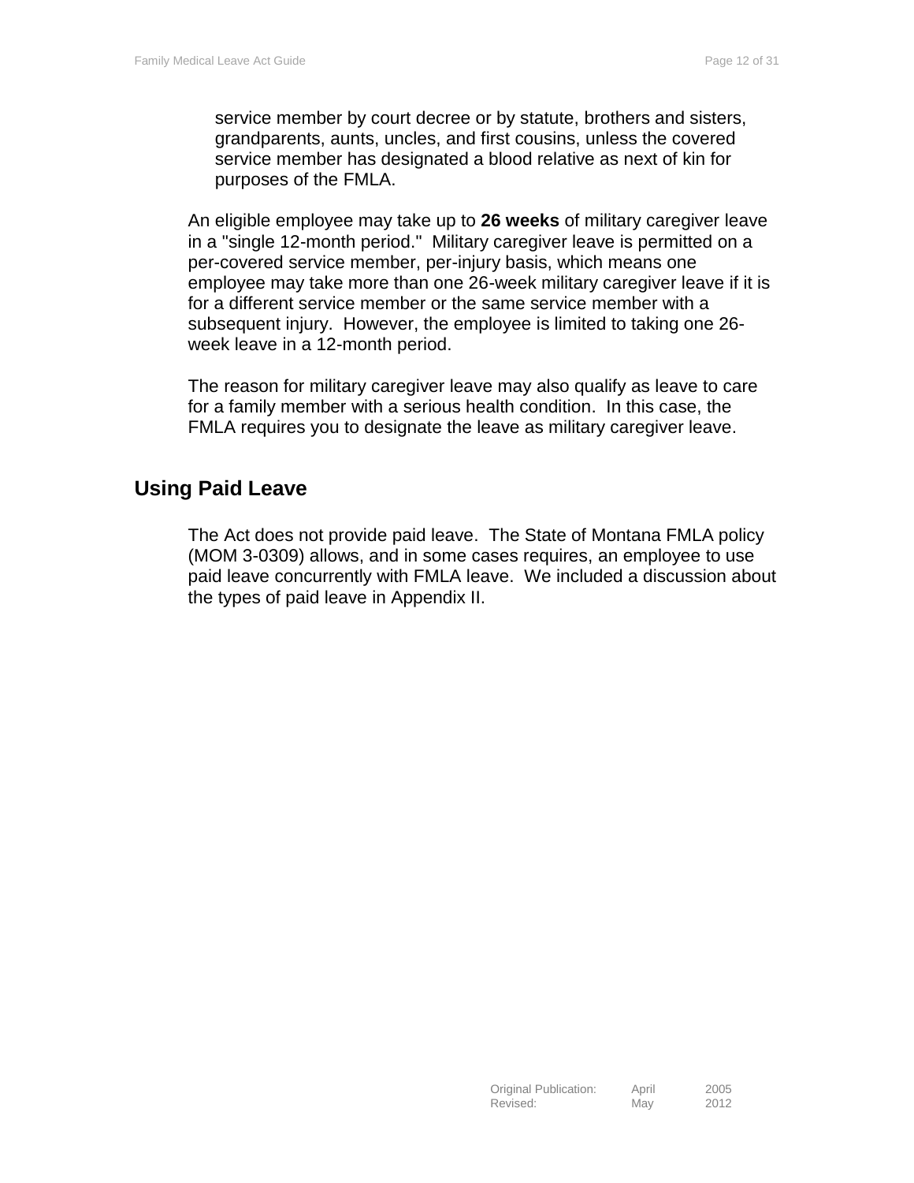service member by court decree or by statute, brothers and sisters, grandparents, aunts, uncles, and first cousins, unless the covered service member has designated a blood relative as next of kin for purposes of the FMLA.

An eligible employee may take up to **26 weeks** of military caregiver leave in a "single 12-month period." Military caregiver leave is permitted on a per-covered service member, per-injury basis, which means one employee may take more than one 26-week military caregiver leave if it is for a different service member or the same service member with a subsequent injury. However, the employee is limited to taking one 26-week leave in a 12-month period.

The reason for military caregiver leave may also qualify as leave to care for a family member with a serious health condition. In this case, the FMLA requires you to designate the leave as military caregiver leave.

## Using Paid Leave

The Act does not provide paid leave. The State of Montana FMLA policy (MOM 3-0309) allows, and in some cases requires, an employee to use paid leave concurrently with FMLA leave. We included a discussion about the types of paid leave in Appendix II.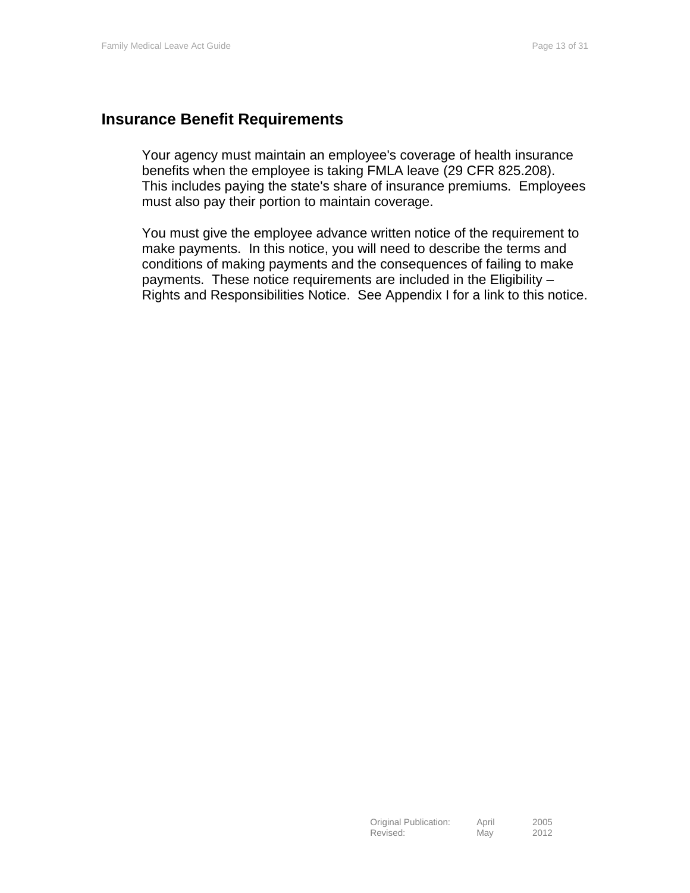## Insurance Benefit Requirements

Your agency must maintain an employee's coverage of health insurance benefits when the employee is taking FMLA leave (29 CFR 825.208). This includes paying the state's share of insurance premiums. Employees must also pay their portion to maintain coverage.

You must give the employee advance written notice of the requirement to make payments. In this notice, you will need to describe the terms and conditions of making payments and the consequences of failing to make payments. These notice requirements are included in the Eligibility – Rights and Responsibilities Notice. See Appendix I for a link to this notice.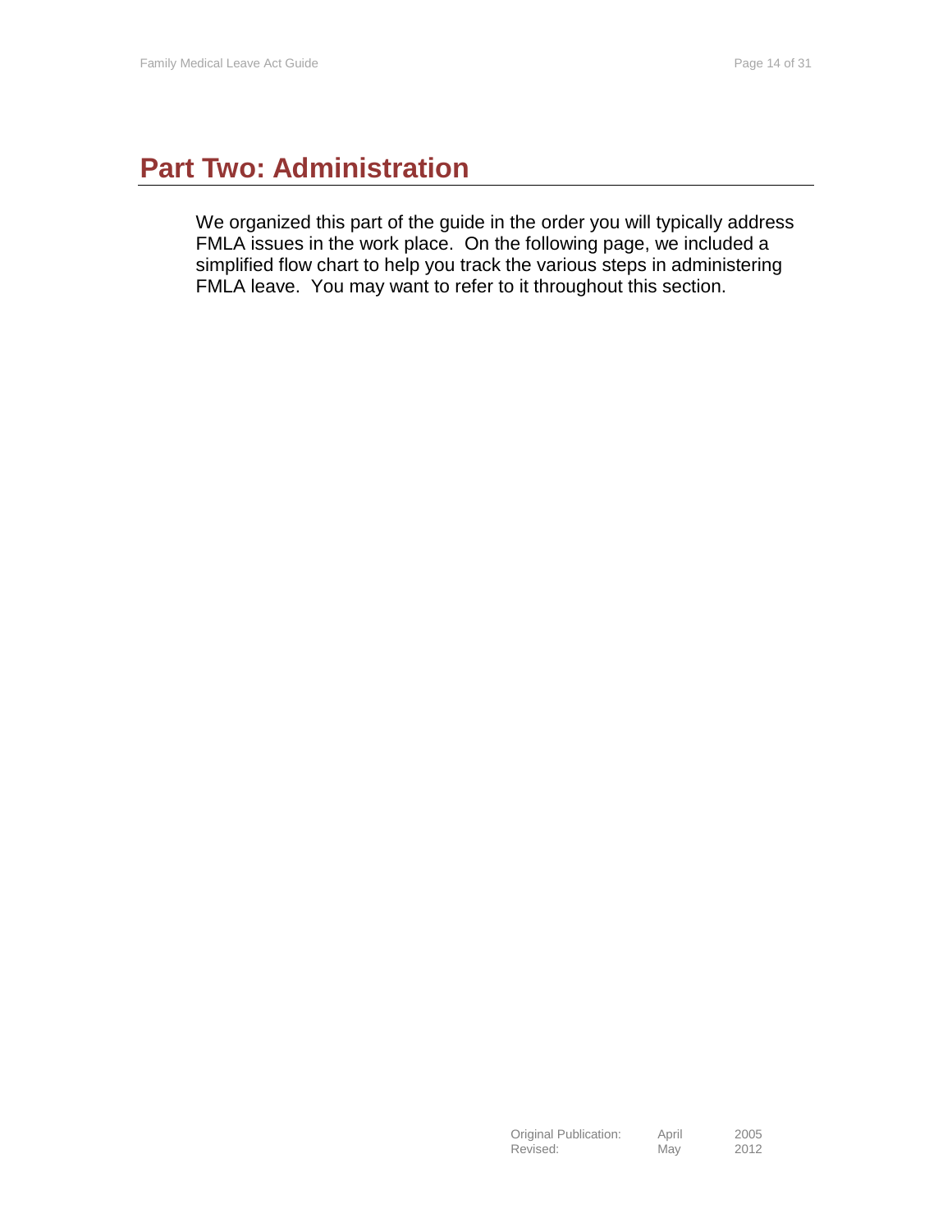# Part Two: Administration

We organized this part of the guide in the order you will typically address FMLA issues in the work place. On the following page, we included a simplified flow chart to help you track the various steps in administering FMLA leave. You may want to refer to it throughout this section.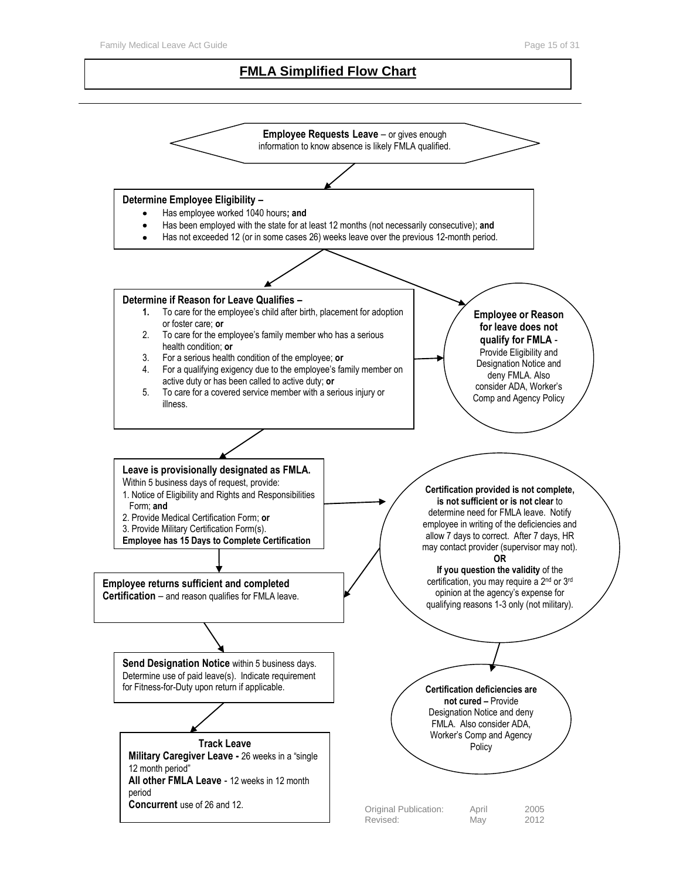# FMLA Simplified Flow Chart

**Employee Requests Leave** – or gives enough information to know absence is likely FMLA qualified.

**Determine Employee Eligibility –**

- Has employee worked 1040 hours**; and**
- Has been employed with the state for at least 12 months (not necessarily consecutive); **and**
- Has not exceeded 12 (or in some cases 26) weeks leave over the previous 12-month period.

**Determine if Reason for Leave Qualifies –**

1. To care for the employee's child after birth, placement for adoption or foster care; **or**
2. To care for the employee's family member who has a serious health condition; **or**
3. For a serious health condition of the employee; **or**
4. For a qualifying exigency due to the employee's family member on active duty or has been called to active duty; **or**
5. To care for a covered service member with a serious injury or illness.

**Employee or Reason for leave does not qualify for FMLA** - Provide Eligibility and Designation Notice and deny FMLA. Also consider ADA, Worker's Comp and Agency Policy

**Leave is provisionally designated as FMLA.**
Within 5 business days of request, provide:
1. Notice of Eligibility and Rights and Responsibilities Form; **and**
2. Provide Medical Certification Form; **or**
3. Provide Military Certification Form(s).
**Employee has 15 Days to Complete Certification**

**Certification provided is not complete, is not sufficient or is not clear** to determine need for FMLA leave. Notify employee in writing of the deficiencies and allow 7 days to correct. After 7 days, HR may contact provider (supervisor may not).
**OR**
**If you question the validity** of the certification, you may require a 2nd or 3rd opinion at the agency's expense for qualifying reasons 1-3 only (not military).

**Employee returns sufficient and completed Certification** – and reason qualifies for FMLA leave.

**Certification deficiencies are not cured –** Provide Designation Notice and deny FMLA. Also consider ADA, Worker's Comp and Agency Policy

**Send Designation Notice** within 5 business days. Determine use of paid leave(s). Indicate requirement for Fitness-for-Duty upon return if applicable.

**Track Leave**
**Military Caregiver Leave -** 26 weeks in a "single 12 month period"
**All other FMLA Leave** - 12 weeks in 12 month period
**Concurrent** use of 26 and 12.

| | | |
|---|---|---|
| Original Publication: | April | 2005 |
| Revised: | May | 2012 |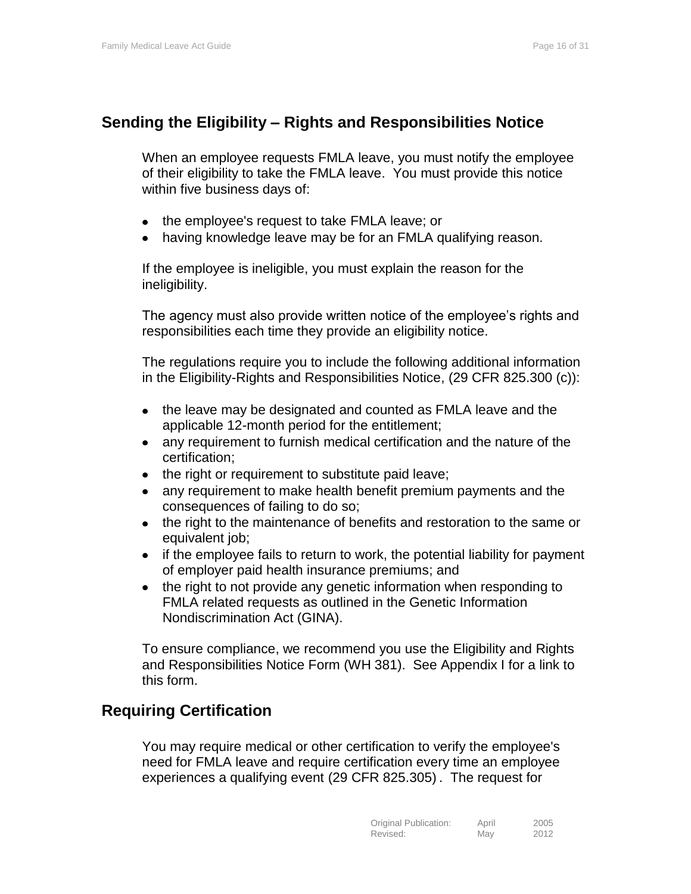## Sending the Eligibility – Rights and Responsibilities Notice

When an employee requests FMLA leave, you must notify the employee of their eligibility to take the FMLA leave. You must provide this notice within five business days of:

- the employee's request to take FMLA leave; or
- having knowledge leave may be for an FMLA qualifying reason.

If the employee is ineligible, you must explain the reason for the ineligibility.

The agency must also provide written notice of the employee's rights and responsibilities each time they provide an eligibility notice.

The regulations require you to include the following additional information in the Eligibility-Rights and Responsibilities Notice, (29 CFR 825.300 (c)):

- the leave may be designated and counted as FMLA leave and the applicable 12-month period for the entitlement;
- any requirement to furnish medical certification and the nature of the certification;
- the right or requirement to substitute paid leave;
- any requirement to make health benefit premium payments and the consequences of failing to do so;
- the right to the maintenance of benefits and restoration to the same or equivalent job;
- if the employee fails to return to work, the potential liability for payment of employer paid health insurance premiums; and
- the right to not provide any genetic information when responding to FMLA related requests as outlined in the Genetic Information Nondiscrimination Act (GINA).

To ensure compliance, we recommend you use the Eligibility and Rights and Responsibilities Notice Form (WH 381). See Appendix I for a link to this form.

## Requiring Certification

You may require medical or other certification to verify the employee's need for FMLA leave and require certification every time an employee experiences a qualifying event (29 CFR 825.305). The request for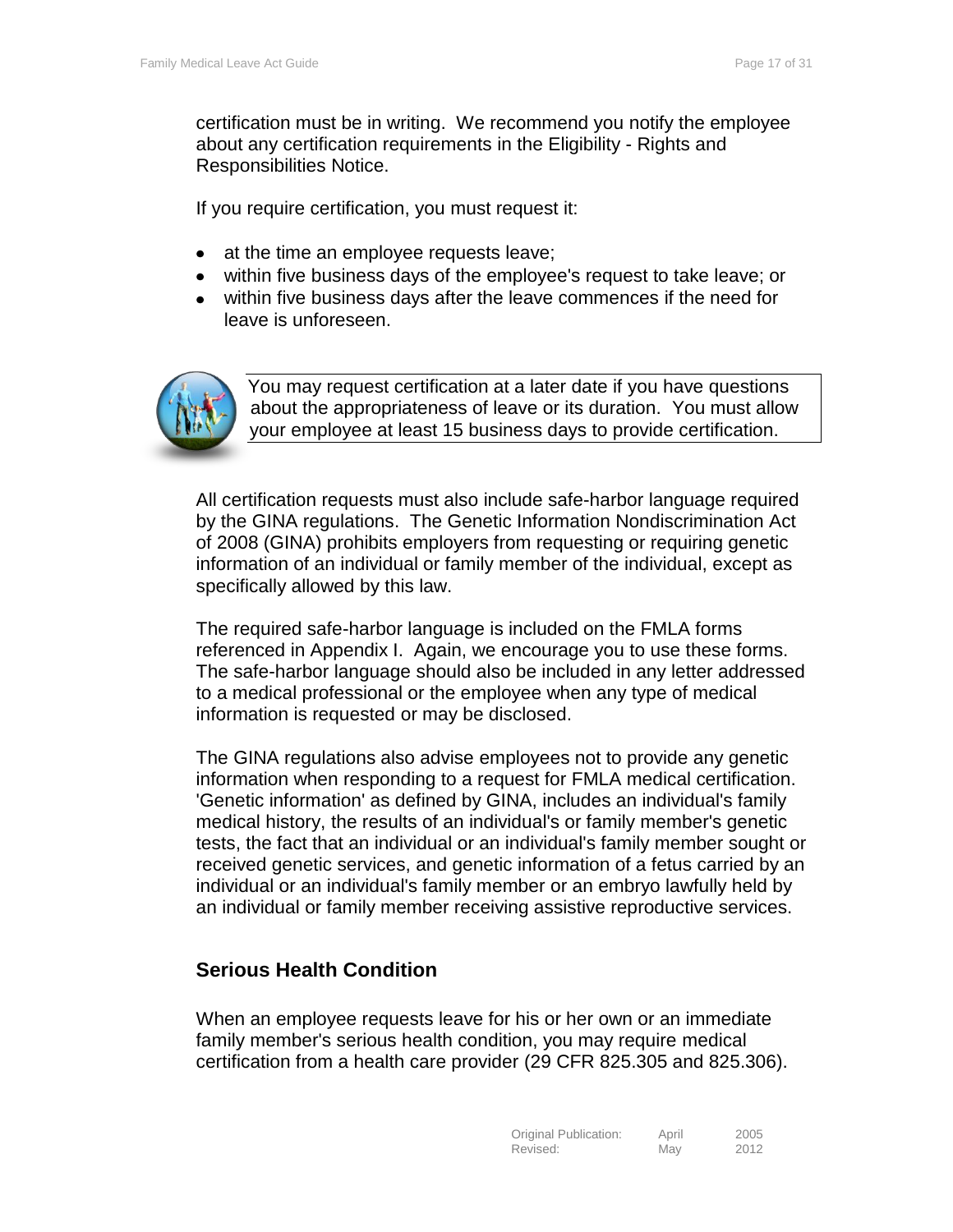certification must be in writing. We recommend you notify the employee about any certification requirements in the Eligibility - Rights and Responsibilities Notice.

If you require certification, you must request it:

- at the time an employee requests leave;
- within five business days of the employee's request to take leave; or
- within five business days after the leave commences if the need for leave is unforeseen.

> You may request certification at a later date if you have questions about the appropriateness of leave or its duration. You must allow your employee at least 15 business days to provide certification.

All certification requests must also include safe-harbor language required by the GINA regulations. The Genetic Information Nondiscrimination Act of 2008 (GINA) prohibits employers from requesting or requiring genetic information of an individual or family member of the individual, except as specifically allowed by this law.

The required safe-harbor language is included on the FMLA forms referenced in Appendix I. Again, we encourage you to use these forms. The safe-harbor language should also be included in any letter addressed to a medical professional or the employee when any type of medical information is requested or may be disclosed.

The GINA regulations also advise employees not to provide any genetic information when responding to a request for FMLA medical certification. 'Genetic information' as defined by GINA, includes an individual's family medical history, the results of an individual's or family member's genetic tests, the fact that an individual or an individual's family member sought or received genetic services, and genetic information of a fetus carried by an individual or an individual's family member or an embryo lawfully held by an individual or family member receiving assistive reproductive services.

## Serious Health Condition

When an employee requests leave for his or her own or an immediate family member's serious health condition, you may require medical certification from a health care provider (29 CFR 825.305 and 825.306).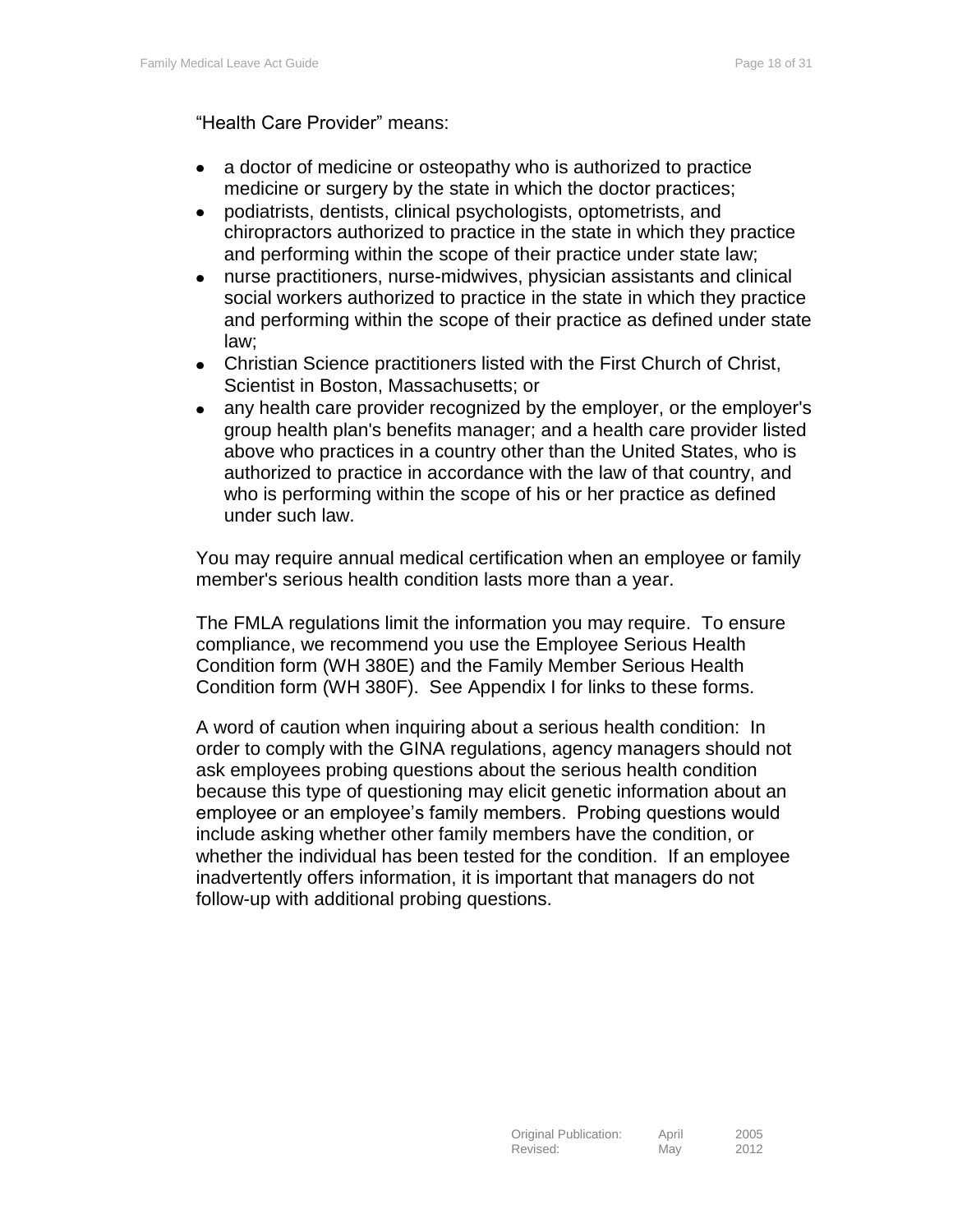"Health Care Provider" means:

- a doctor of medicine or osteopathy who is authorized to practice medicine or surgery by the state in which the doctor practices;
- podiatrists, dentists, clinical psychologists, optometrists, and chiropractors authorized to practice in the state in which they practice and performing within the scope of their practice under state law;
- nurse practitioners, nurse-midwives, physician assistants and clinical social workers authorized to practice in the state in which they practice and performing within the scope of their practice as defined under state law;
- Christian Science practitioners listed with the First Church of Christ, Scientist in Boston, Massachusetts; or
- any health care provider recognized by the employer, or the employer's group health plan's benefits manager; and a health care provider listed above who practices in a country other than the United States, who is authorized to practice in accordance with the law of that country, and who is performing within the scope of his or her practice as defined under such law.

You may require annual medical certification when an employee or family member's serious health condition lasts more than a year.

The FMLA regulations limit the information you may require. To ensure compliance, we recommend you use the Employee Serious Health Condition form (WH 380E) and the Family Member Serious Health Condition form (WH 380F). See Appendix I for links to these forms.

A word of caution when inquiring about a serious health condition: In order to comply with the GINA regulations, agency managers should not ask employees probing questions about the serious health condition because this type of questioning may elicit genetic information about an employee or an employee's family members. Probing questions would include asking whether other family members have the condition, or whether the individual has been tested for the condition. If an employee inadvertently offers information, it is important that managers do not follow-up with additional probing questions.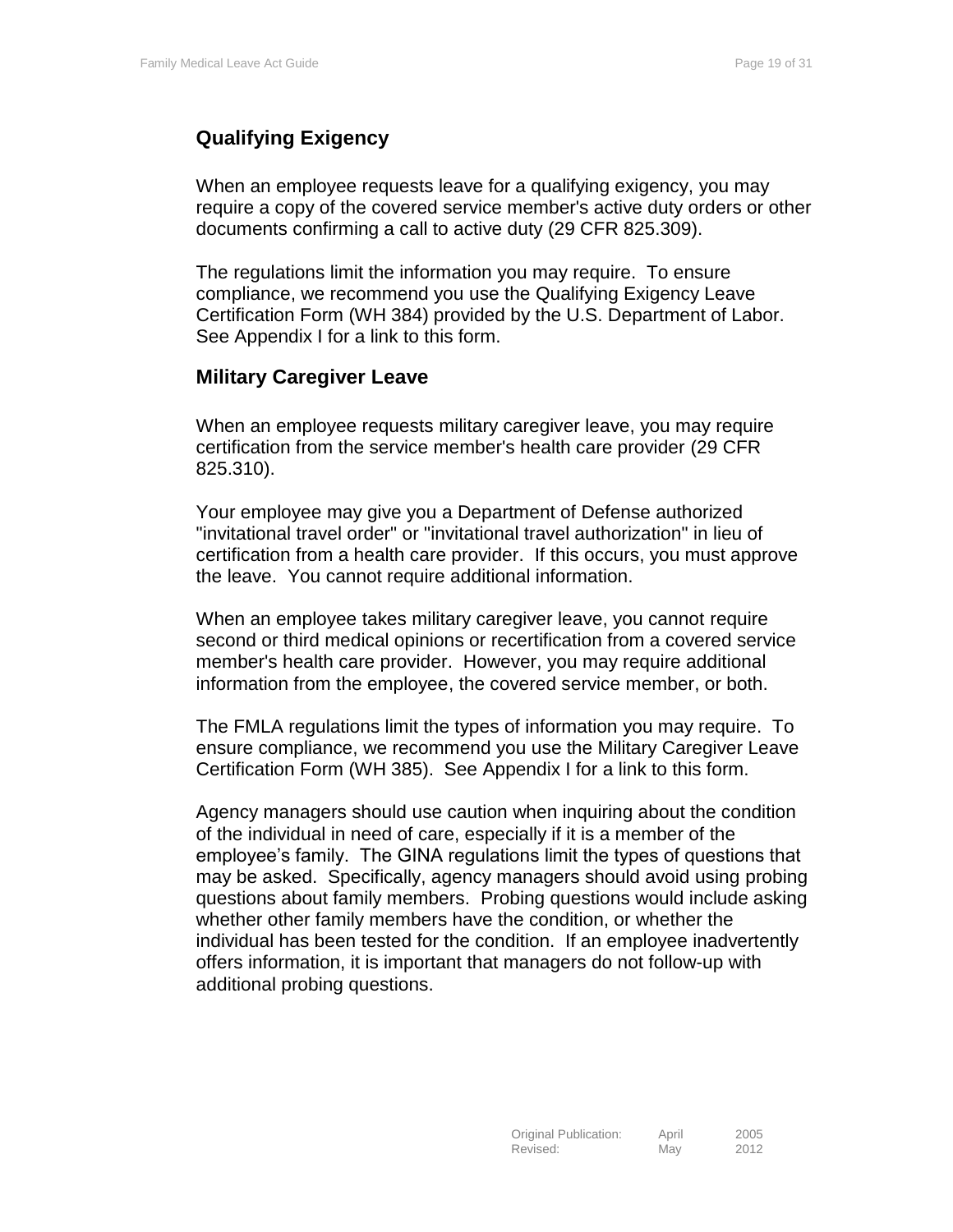## Qualifying Exigency

When an employee requests leave for a qualifying exigency, you may require a copy of the covered service member's active duty orders or other documents confirming a call to active duty (29 CFR 825.309).

The regulations limit the information you may require. To ensure compliance, we recommend you use the Qualifying Exigency Leave Certification Form (WH 384) provided by the U.S. Department of Labor. See Appendix I for a link to this form.

## Military Caregiver Leave

When an employee requests military caregiver leave, you may require certification from the service member's health care provider (29 CFR 825.310).

Your employee may give you a Department of Defense authorized "invitational travel order" or "invitational travel authorization" in lieu of certification from a health care provider. If this occurs, you must approve the leave. You cannot require additional information.

When an employee takes military caregiver leave, you cannot require second or third medical opinions or recertification from a covered service member's health care provider. However, you may require additional information from the employee, the covered service member, or both.

The FMLA regulations limit the types of information you may require. To ensure compliance, we recommend you use the Military Caregiver Leave Certification Form (WH 385). See Appendix I for a link to this form.

Agency managers should use caution when inquiring about the condition of the individual in need of care, especially if it is a member of the employee's family. The GINA regulations limit the types of questions that may be asked. Specifically, agency managers should avoid using probing questions about family members. Probing questions would include asking whether other family members have the condition, or whether the individual has been tested for the condition. If an employee inadvertently offers information, it is important that managers do not follow-up with additional probing questions.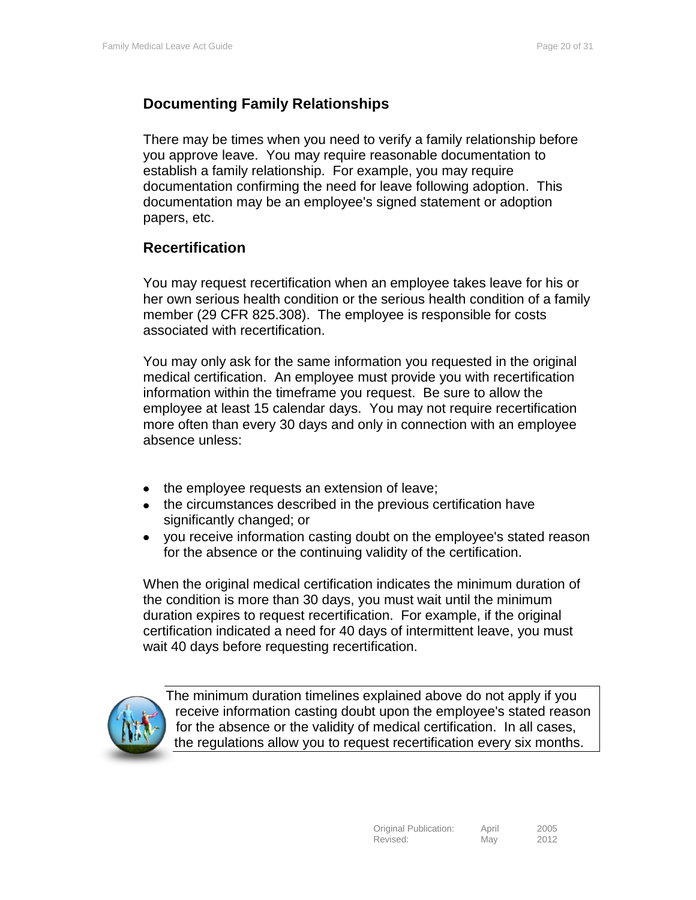## Documenting Family Relationships

There may be times when you need to verify a family relationship before you approve leave. You may require reasonable documentation to establish a family relationship. For example, you may require documentation confirming the need for leave following adoption. This documentation may be an employee's signed statement or adoption papers, etc.

## Recertification

You may request recertification when an employee takes leave for his or her own serious health condition or the serious health condition of a family member (29 CFR 825.308). The employee is responsible for costs associated with recertification.

You may only ask for the same information you requested in the original medical certification. An employee must provide you with recertification information within the timeframe you request. Be sure to allow the employee at least 15 calendar days. You may not require recertification more often than every 30 days and only in connection with an employee absence unless:

- the employee requests an extension of leave;
- the circumstances described in the previous certification have significantly changed; or
- you receive information casting doubt on the employee's stated reason for the absence or the continuing validity of the certification.

When the original medical certification indicates the minimum duration of the condition is more than 30 days, you must wait until the minimum duration expires to request recertification. For example, if the original certification indicated a need for 40 days of intermittent leave, you must wait 40 days before requesting recertification.

> The minimum duration timelines explained above do not apply if you receive information casting doubt upon the employee's stated reason for the absence or the validity of medical certification. In all cases, the regulations allow you to request recertification every six months.

Original Publication: April 2005
Revised: May 2012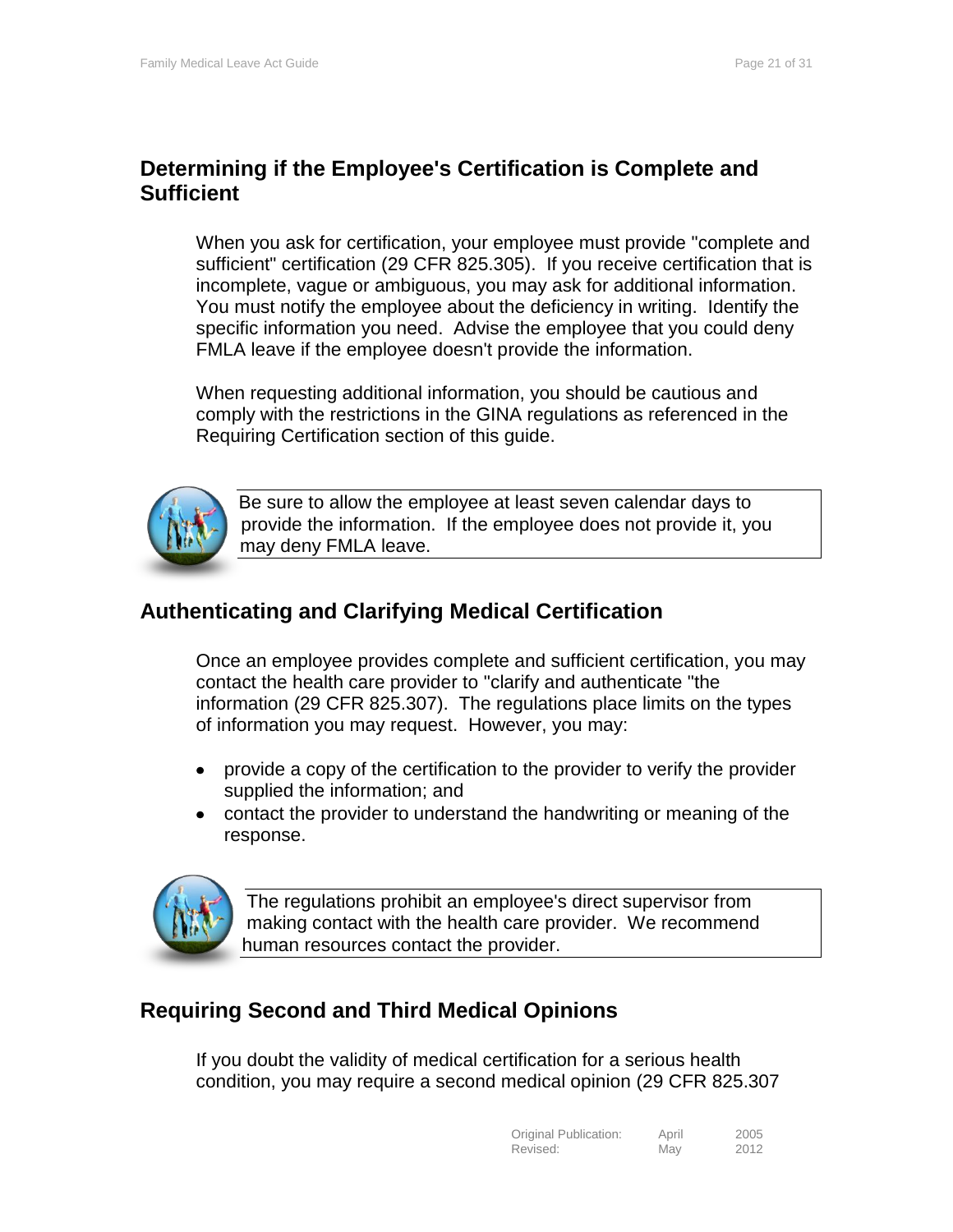## Determining if the Employee's Certification is Complete and Sufficient

When you ask for certification, your employee must provide "complete and sufficient" certification (29 CFR 825.305). If you receive certification that is incomplete, vague or ambiguous, you may ask for additional information. You must notify the employee about the deficiency in writing. Identify the specific information you need. Advise the employee that you could deny FMLA leave if the employee doesn't provide the information.

When requesting additional information, you should be cautious and comply with the restrictions in the GINA regulations as referenced in the Requiring Certification section of this guide.

> Be sure to allow the employee at least seven calendar days to provide the information. If the employee does not provide it, you may deny FMLA leave.

## Authenticating and Clarifying Medical Certification

Once an employee provides complete and sufficient certification, you may contact the health care provider to "clarify and authenticate "the information (29 CFR 825.307). The regulations place limits on the types of information you may request. However, you may:

- provide a copy of the certification to the provider to verify the provider supplied the information; and
- contact the provider to understand the handwriting or meaning of the response.

> The regulations prohibit an employee's direct supervisor from making contact with the health care provider. We recommend human resources contact the provider.

## Requiring Second and Third Medical Opinions

If you doubt the validity of medical certification for a serious health condition, you may require a second medical opinion (29 CFR 825.307

| Original Publication: | April | 2005 |
| --- | --- | --- |
| Revised: | May | 2012 |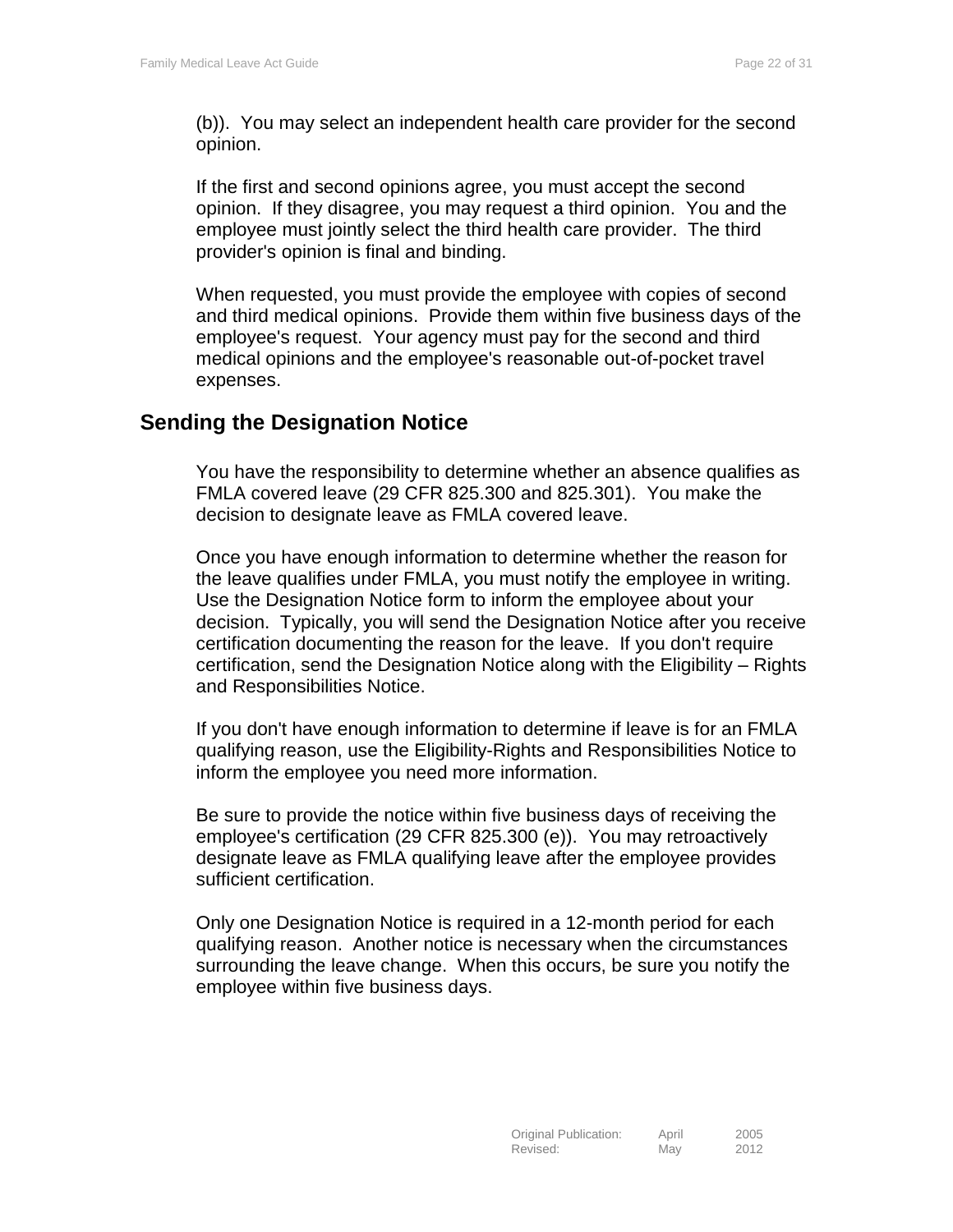(b)). You may select an independent health care provider for the second opinion.

If the first and second opinions agree, you must accept the second opinion. If they disagree, you may request a third opinion. You and the employee must jointly select the third health care provider. The third provider's opinion is final and binding.

When requested, you must provide the employee with copies of second and third medical opinions. Provide them within five business days of the employee's request. Your agency must pay for the second and third medical opinions and the employee's reasonable out-of-pocket travel expenses.

## Sending the Designation Notice

You have the responsibility to determine whether an absence qualifies as FMLA covered leave (29 CFR 825.300 and 825.301). You make the decision to designate leave as FMLA covered leave.

Once you have enough information to determine whether the reason for the leave qualifies under FMLA, you must notify the employee in writing. Use the Designation Notice form to inform the employee about your decision. Typically, you will send the Designation Notice after you receive certification documenting the reason for the leave. If you don't require certification, send the Designation Notice along with the Eligibility – Rights and Responsibilities Notice.

If you don't have enough information to determine if leave is for an FMLA qualifying reason, use the Eligibility-Rights and Responsibilities Notice to inform the employee you need more information.

Be sure to provide the notice within five business days of receiving the employee's certification (29 CFR 825.300 (e)). You may retroactively designate leave as FMLA qualifying leave after the employee provides sufficient certification.

Only one Designation Notice is required in a 12-month period for each qualifying reason. Another notice is necessary when the circumstances surrounding the leave change. When this occurs, be sure you notify the employee within five business days.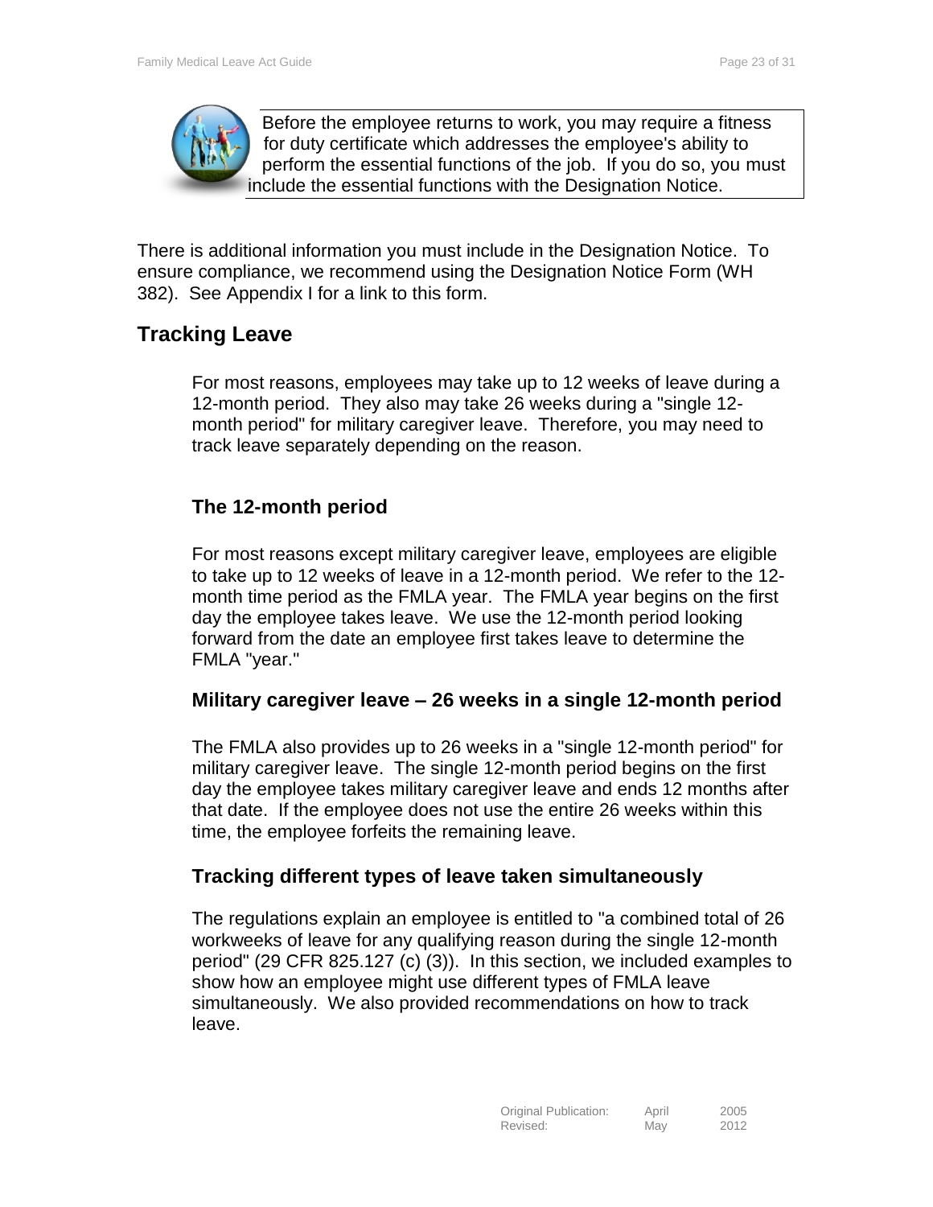> Before the employee returns to work, you may require a fitness for duty certificate which addresses the employee's ability to perform the essential functions of the job. If you do so, you must include the essential functions with the Designation Notice.

There is additional information you must include in the Designation Notice. To ensure compliance, we recommend using the Designation Notice Form (WH 382). See Appendix I for a link to this form.

## Tracking Leave

For most reasons, employees may take up to 12 weeks of leave during a 12-month period. They also may take 26 weeks during a "single 12-month period" for military caregiver leave. Therefore, you may need to track leave separately depending on the reason.

### The 12-month period

For most reasons except military caregiver leave, employees are eligible to take up to 12 weeks of leave in a 12-month period. We refer to the 12-month time period as the FMLA year. The FMLA year begins on the first day the employee takes leave. We use the 12-month period looking forward from the date an employee first takes leave to determine the FMLA "year."

### Military caregiver leave – 26 weeks in a single 12-month period

The FMLA also provides up to 26 weeks in a "single 12-month period" for military caregiver leave. The single 12-month period begins on the first day the employee takes military caregiver leave and ends 12 months after that date. If the employee does not use the entire 26 weeks within this time, the employee forfeits the remaining leave.

### Tracking different types of leave taken simultaneously

The regulations explain an employee is entitled to "a combined total of 26 workweeks of leave for any qualifying reason during the single 12-month period" (29 CFR 825.127 (c) (3)). In this section, we included examples to show how an employee might use different types of FMLA leave simultaneously. We also provided recommendations on how to track leave.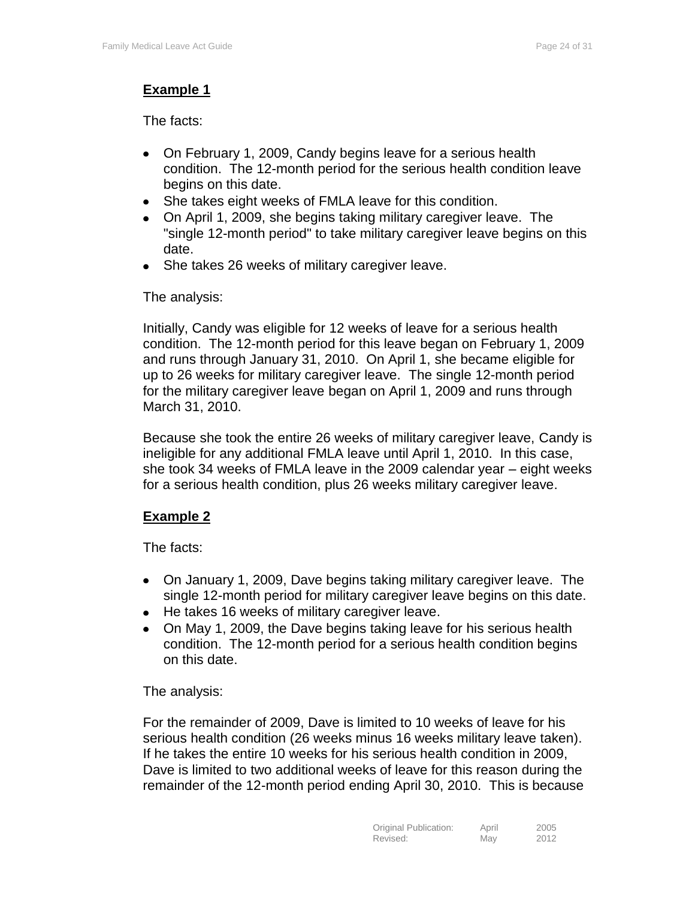**Example 1**

The facts:

- On February 1, 2009, Candy begins leave for a serious health condition. The 12-month period for the serious health condition leave begins on this date.
- She takes eight weeks of FMLA leave for this condition.
- On April 1, 2009, she begins taking military caregiver leave. The "single 12-month period" to take military caregiver leave begins on this date.
- She takes 26 weeks of military caregiver leave.

The analysis:

Initially, Candy was eligible for 12 weeks of leave for a serious health condition. The 12-month period for this leave began on February 1, 2009 and runs through January 31, 2010. On April 1, she became eligible for up to 26 weeks for military caregiver leave. The single 12-month period for the military caregiver leave began on April 1, 2009 and runs through March 31, 2010.

Because she took the entire 26 weeks of military caregiver leave, Candy is ineligible for any additional FMLA leave until April 1, 2010. In this case, she took 34 weeks of FMLA leave in the 2009 calendar year – eight weeks for a serious health condition, plus 26 weeks military caregiver leave.

**Example 2**

The facts:

- On January 1, 2009, Dave begins taking military caregiver leave. The single 12-month period for military caregiver leave begins on this date.
- He takes 16 weeks of military caregiver leave.
- On May 1, 2009, the Dave begins taking leave for his serious health condition. The 12-month period for a serious health condition begins on this date.

The analysis:

For the remainder of 2009, Dave is limited to 10 weeks of leave for his serious health condition (26 weeks minus 16 weeks military leave taken). If he takes the entire 10 weeks for his serious health condition in 2009, Dave is limited to two additional weeks of leave for this reason during the remainder of the 12-month period ending April 30, 2010. This is because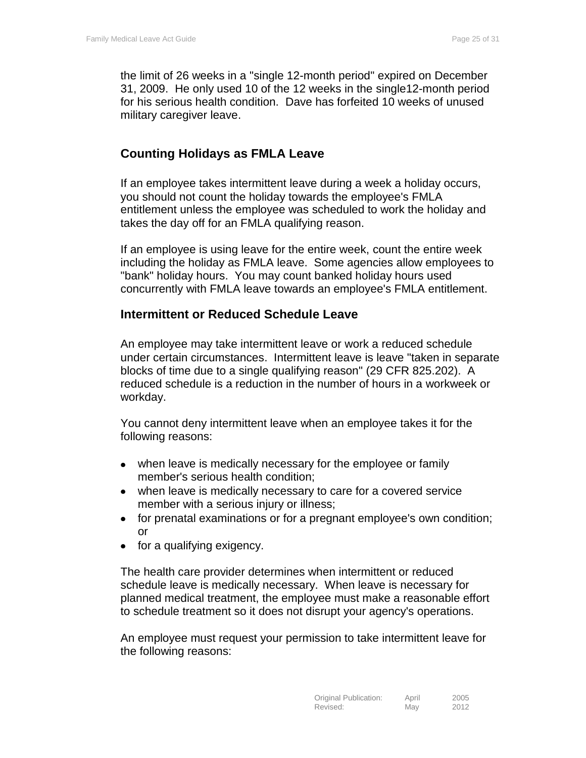the limit of 26 weeks in a "single 12-month period" expired on December 31, 2009. He only used 10 of the 12 weeks in the single12-month period for his serious health condition. Dave has forfeited 10 weeks of unused military caregiver leave.

## Counting Holidays as FMLA Leave

If an employee takes intermittent leave during a week a holiday occurs, you should not count the holiday towards the employee's FMLA entitlement unless the employee was scheduled to work the holiday and takes the day off for an FMLA qualifying reason.

If an employee is using leave for the entire week, count the entire week including the holiday as FMLA leave. Some agencies allow employees to "bank" holiday hours. You may count banked holiday hours used concurrently with FMLA leave towards an employee's FMLA entitlement.

## Intermittent or Reduced Schedule Leave

An employee may take intermittent leave or work a reduced schedule under certain circumstances. Intermittent leave is leave "taken in separate blocks of time due to a single qualifying reason" (29 CFR 825.202). A reduced schedule is a reduction in the number of hours in a workweek or workday.

You cannot deny intermittent leave when an employee takes it for the following reasons:

- when leave is medically necessary for the employee or family member's serious health condition;
- when leave is medically necessary to care for a covered service member with a serious injury or illness;
- for prenatal examinations or for a pregnant employee's own condition; or
- for a qualifying exigency.

The health care provider determines when intermittent or reduced schedule leave is medically necessary. When leave is necessary for planned medical treatment, the employee must make a reasonable effort to schedule treatment so it does not disrupt your agency's operations.

An employee must request your permission to take intermittent leave for the following reasons: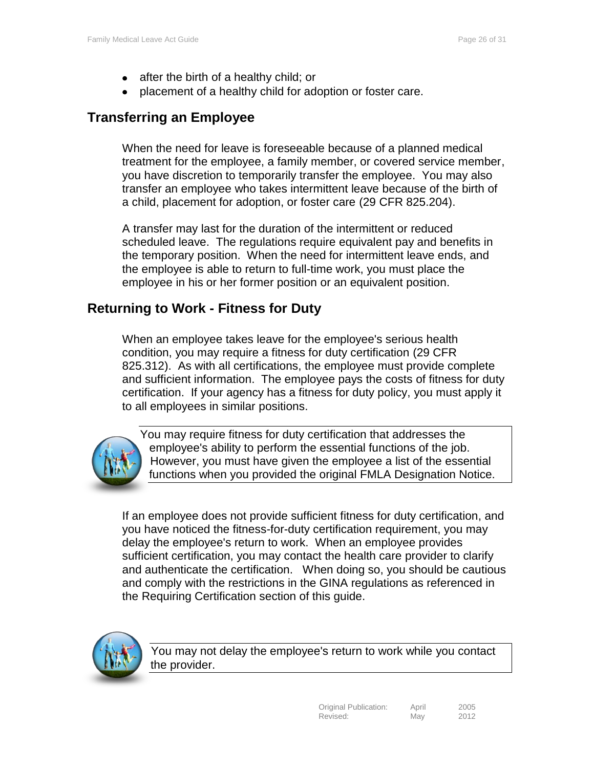- after the birth of a healthy child; or
- placement of a healthy child for adoption or foster care.

## Transferring an Employee

When the need for leave is foreseeable because of a planned medical treatment for the employee, a family member, or covered service member, you have discretion to temporarily transfer the employee. You may also transfer an employee who takes intermittent leave because of the birth of a child, placement for adoption, or foster care (29 CFR 825.204).

A transfer may last for the duration of the intermittent or reduced scheduled leave. The regulations require equivalent pay and benefits in the temporary position. When the need for intermittent leave ends, and the employee is able to return to full-time work, you must place the employee in his or her former position or an equivalent position.

## Returning to Work - Fitness for Duty

When an employee takes leave for the employee's serious health condition, you may require a fitness for duty certification (29 CFR 825.312). As with all certifications, the employee must provide complete and sufficient information. The employee pays the costs of fitness for duty certification. If your agency has a fitness for duty policy, you must apply it to all employees in similar positions.

> You may require fitness for duty certification that addresses the employee's ability to perform the essential functions of the job. However, you must have given the employee a list of the essential functions when you provided the original FMLA Designation Notice.

If an employee does not provide sufficient fitness for duty certification, and you have noticed the fitness-for-duty certification requirement, you may delay the employee's return to work. When an employee provides sufficient certification, you may contact the health care provider to clarify and authenticate the certification. When doing so, you should be cautious and comply with the restrictions in the GINA regulations as referenced in the Requiring Certification section of this guide.

> You may not delay the employee's return to work while you contact the provider.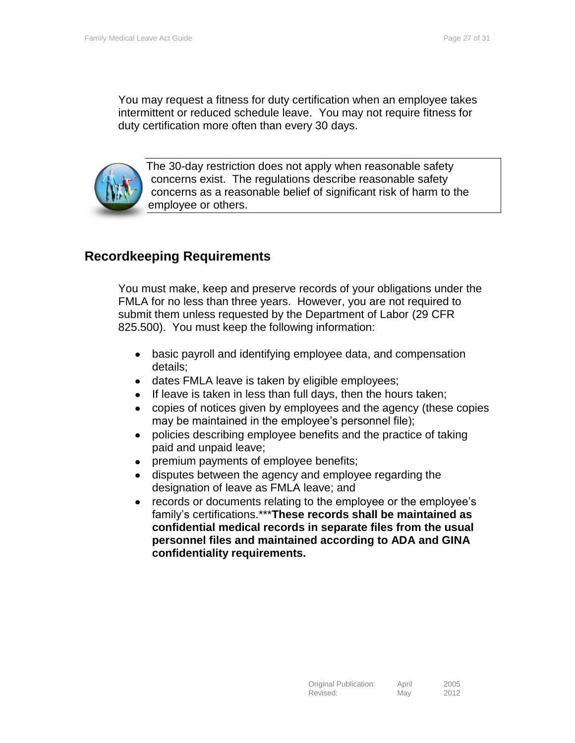You may request a fitness for duty certification when an employee takes intermittent or reduced schedule leave. You may not require fitness for duty certification more often than every 30 days.

> The 30-day restriction does not apply when reasonable safety concerns exist. The regulations describe reasonable safety concerns as a reasonable belief of significant risk of harm to the employee or others.

## Recordkeeping Requirements

You must make, keep and preserve records of your obligations under the FMLA for no less than three years. However, you are not required to submit them unless requested by the Department of Labor (29 CFR 825.500). You must keep the following information:

- basic payroll and identifying employee data, and compensation details;
- dates FMLA leave is taken by eligible employees;
- If leave is taken in less than full days, then the hours taken;
- copies of notices given by employees and the agency (these copies may be maintained in the employee's personnel file);
- policies describing employee benefits and the practice of taking paid and unpaid leave;
- premium payments of employee benefits;
- disputes between the agency and employee regarding the designation of leave as FMLA leave; and
- records or documents relating to the employee or the employee's family's certifications.***These records shall be maintained as confidential medical records in separate files from the usual personnel files and maintained according to ADA and GINA confidentiality requirements.**

| Original Publication: | April | 2005 |
|---|---|---|
| Revised: | May | 2012 |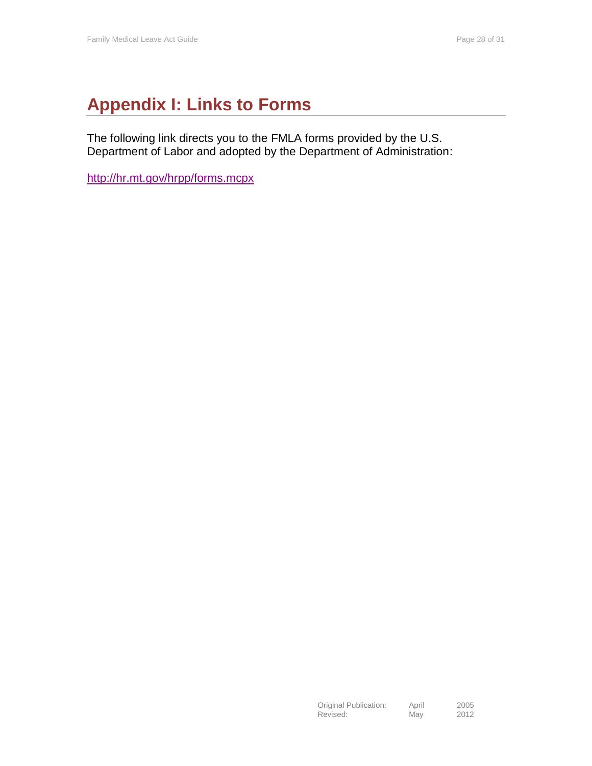# Appendix I: Links to Forms

The following link directs you to the FMLA forms provided by the U.S. Department of Labor and adopted by the Department of Administration:

http://hr.mt.gov/hrpp/forms.mcpx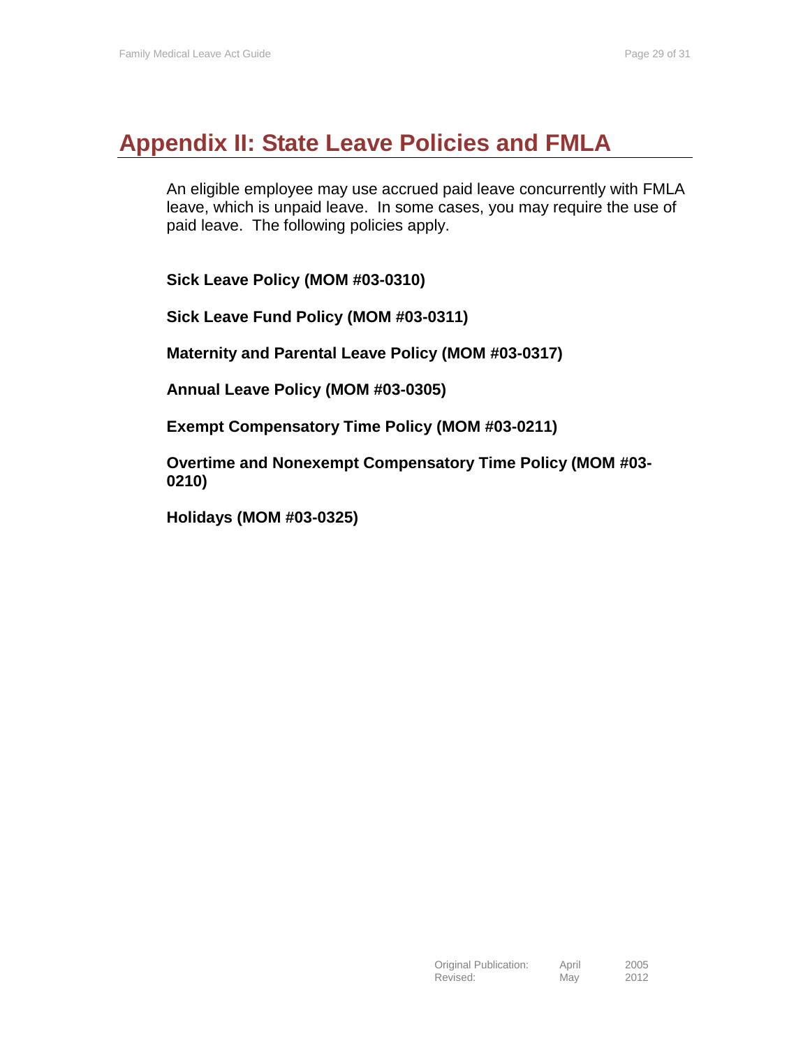# Appendix II: State Leave Policies and FMLA

An eligible employee may use accrued paid leave concurrently with FMLA leave, which is unpaid leave. In some cases, you may require the use of paid leave. The following policies apply.

**Sick Leave Policy (MOM #03-0310)**

**Sick Leave Fund Policy (MOM #03-0311)**

**Maternity and Parental Leave Policy (MOM #03-0317)**

**Annual Leave Policy (MOM #03-0305)**

**Exempt Compensatory Time Policy (MOM #03-0211)**

**Overtime and Nonexempt Compensatory Time Policy (MOM #03-0210)**

**Holidays (MOM #03-0325)**

Original Publication: April 2005
Revised: May 2012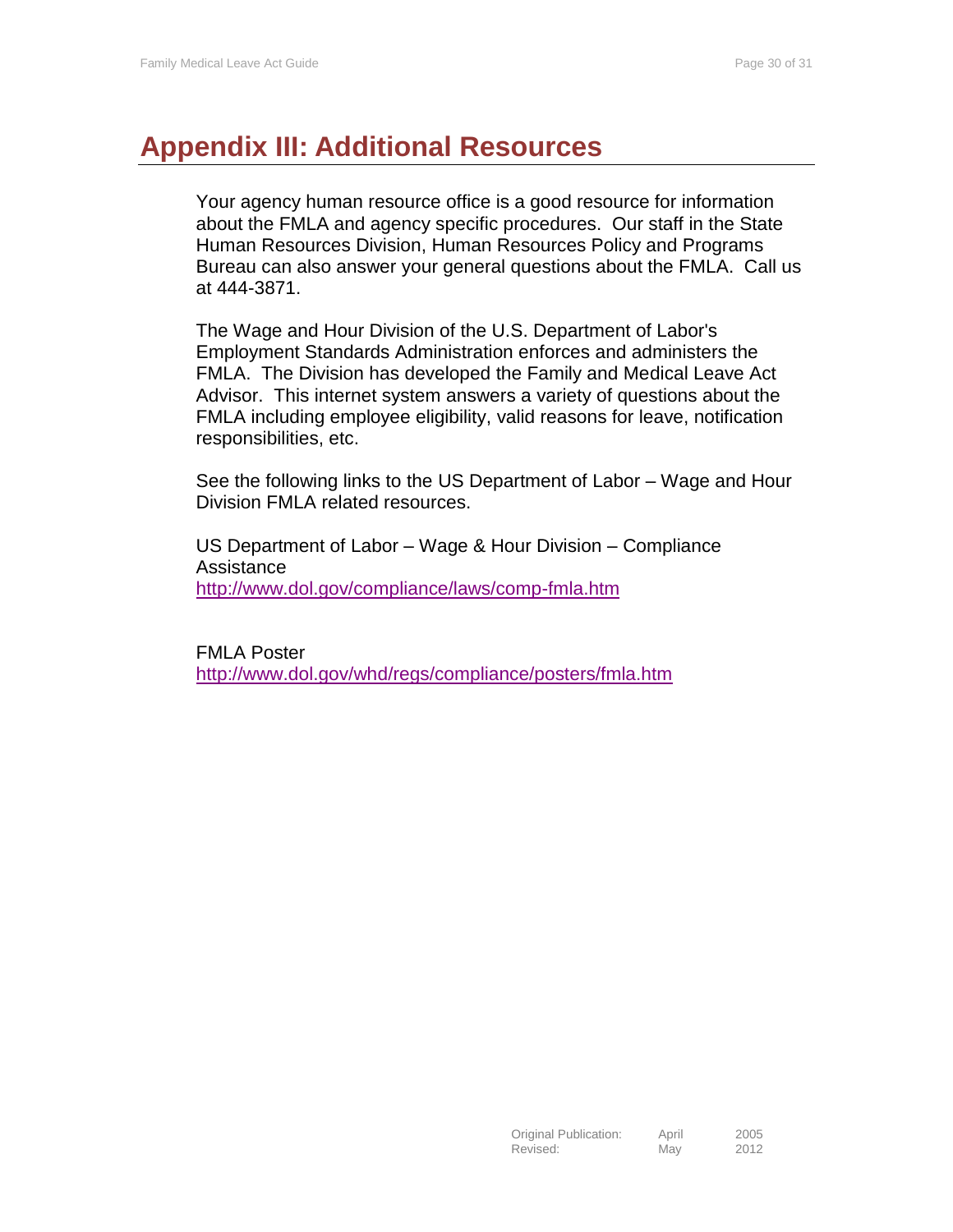# Appendix III: Additional Resources

Your agency human resource office is a good resource for information about the FMLA and agency specific procedures. Our staff in the State Human Resources Division, Human Resources Policy and Programs Bureau can also answer your general questions about the FMLA. Call us at 444-3871.

The Wage and Hour Division of the U.S. Department of Labor's Employment Standards Administration enforces and administers the FMLA. The Division has developed the Family and Medical Leave Act Advisor. This internet system answers a variety of questions about the FMLA including employee eligibility, valid reasons for leave, notification responsibilities, etc.

See the following links to the US Department of Labor – Wage and Hour Division FMLA related resources.

US Department of Labor – Wage & Hour Division – Compliance Assistance
http://www.dol.gov/compliance/laws/comp-fmla.htm

FMLA Poster
http://www.dol.gov/whd/regs/compliance/posters/fmla.htm

| Original Publication: | April | 2005 |
|---|---|---|
| Revised: | May | 2012 |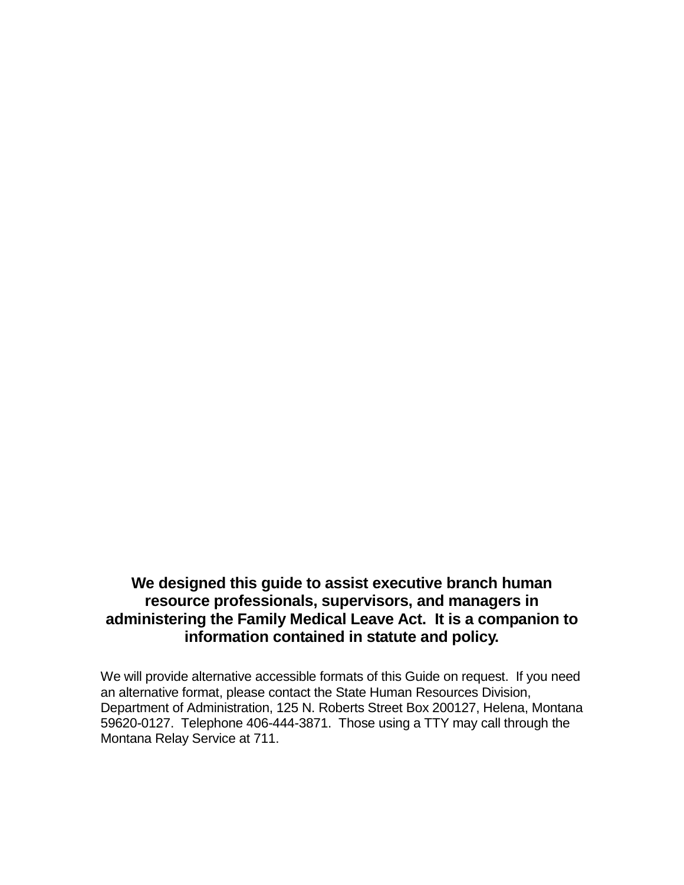**We designed this guide to assist executive branch human resource professionals, supervisors, and managers in administering the Family Medical Leave Act. It is a companion to information contained in statute and policy.**

We will provide alternative accessible formats of this Guide on request. If you need an alternative format, please contact the State Human Resources Division, Department of Administration, 125 N. Roberts Street Box 200127, Helena, Montana 59620-0127. Telephone 406-444-3871. Those using a TTY may call through the Montana Relay Service at 711.